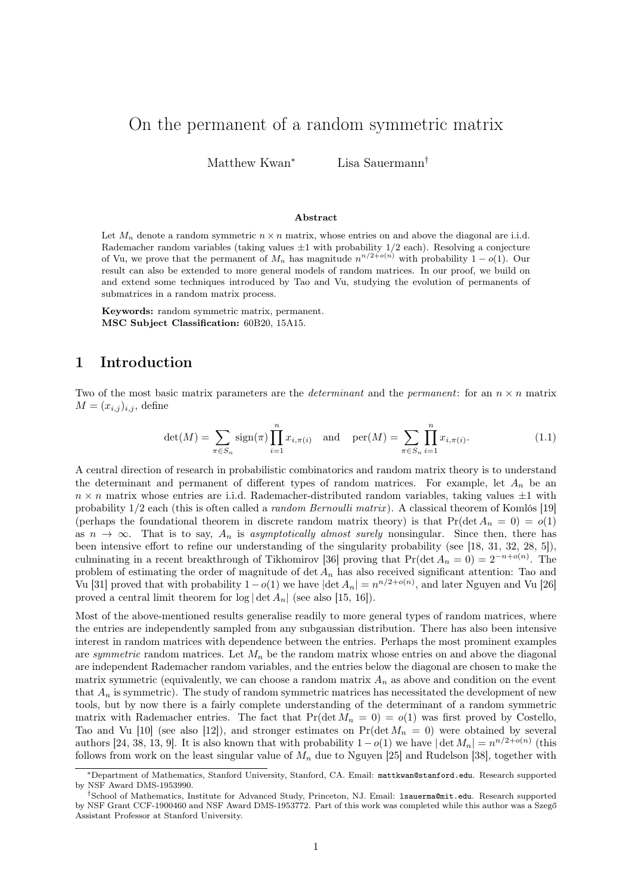# On the permanent of a random symmetric matrix

Matthew Kwan[*] Lisa Sauermann[†]

**Abstract**

Let $M_n$ denote a random symmetric $n \times n$ matrix, whose entries on and above the diagonal are i.i.d. Rademacher random variables (taking values $\pm 1$ with probability $1/2$ each). Resolving a conjecture of Vu, we prove that the permanent of $M_n$ has magnitude $n^{n/2+o(n)}$ with probability $1 - o(1)$. Our result can also be extended to more general models of random matrices. In our proof, we build on and extend some techniques introduced by Tao and Vu, studying the evolution of permanents of submatrices in a random matrix process.

**Keywords:** random symmetric matrix, permanent.
**MSC Subject Classification:** 60B20, 15A15.

## 1 Introduction

Two of the most basic matrix parameters are the *determinant* and the *permanent*: for an $n \times n$ matrix $M = (x_{i,j})_{i,j}$, define

$$\det(M) = \sum_{\pi \in S_n} \operatorname{sign}(\pi) \prod_{i=1}^{n} x_{i,\pi(i)} \quad \text{and} \quad \operatorname{per}(M) = \sum_{\pi \in S_n} \prod_{i=1}^{n} x_{i,\pi(i)}. \tag{1.1}$$

A central direction of research in probabilistic combinatorics and random matrix theory is to understand the determinant and permanent of different types of random matrices. For example, let $A_n$ be an $n \times n$ matrix whose entries are i.i.d. Rademacher-distributed random variables, taking values $\pm 1$ with probability $1/2$ each (this is often called a *random Bernoulli matrix*). A classical theorem of Komlós [19] (perhaps the foundational theorem in discrete random matrix theory) is that $\Pr(\det A_n = 0) = o(1)$ as $n \to \infty$. That is to say, $A_n$ is *asymptotically almost surely* nonsingular. Since then, there has been intensive effort to refine our understanding of the singularity probability (see [18, 31, 32, 28, 5]), culminating in a recent breakthrough of Tikhomirov [36] proving that $\Pr(\det A_n = 0) = 2^{-n+o(n)}$. The problem of estimating the order of magnitude of $\det A_n$ has also received significant attention: Tao and Vu [31] proved that with probability $1 - o(1)$ we have $|\det A_n| = n^{n/2+o(n)}$, and later Nguyen and Vu [26] proved a central limit theorem for $\log |\det A_n|$ (see also [15, 16]).

Most of the above-mentioned results generalise readily to more general types of random matrices, where the entries are independently sampled from any subgaussian distribution. There has also been intensive interest in random matrices with dependence between the entries. Perhaps the most prominent examples are *symmetric* random matrices. Let $M_n$ be the random matrix whose entries on and above the diagonal are independent Rademacher random variables, and the entries below the diagonal are chosen to make the matrix symmetric (equivalently, we can choose a random matrix $A_n$ as above and condition on the event that $A_n$ is symmetric). The study of random symmetric matrices has necessitated the development of new tools, but by now there is a fairly complete understanding of the determinant of a random symmetric matrix with Rademacher entries. The fact that $\Pr(\det M_n = 0) = o(1)$ was first proved by Costello, Tao and Vu [10] (see also [12]), and stronger estimates on $\Pr(\det M_n = 0)$ were obtained by several authors [24, 38, 13, 9]. It is also known that with probability $1 - o(1)$ we have $|\det M_n| = n^{n/2+o(n)}$ (this follows from work on the least singular value of $M_n$ due to Nguyen [25] and Rudelson [38], together with

[*] Department of Mathematics, Stanford University, Stanford, CA. Email: mattkwan@stanford.edu. Research supported by NSF Award DMS-1953990.

[†] School of Mathematics, Institute for Advanced Study, Princeton, NJ. Email: lsauerma@mit.edu. Research supported by NSF Grant CCF-1900460 and NSF Award DMS-1953772. Part of this work was completed while this author was a Szegő Assistant Professor at Stanford University.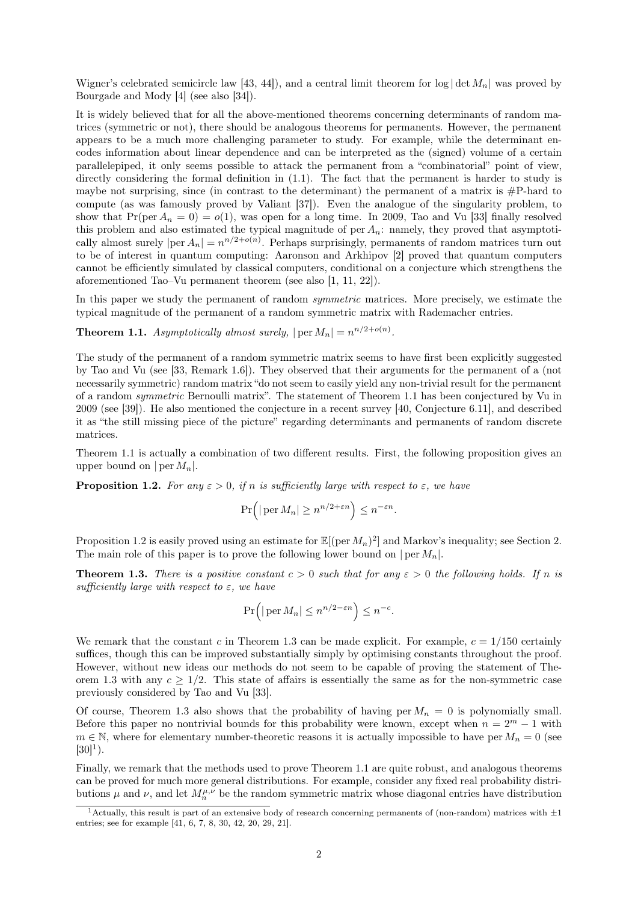Wigner's celebrated semicircle law [43, 44]), and a central limit theorem for $\log|\det M_n|$ was proved by Bourgade and Mody [4] (see also [34]).

It is widely believed that for all the above-mentioned theorems concerning determinants of random matrices (symmetric or not), there should be analogous theorems for permanents. However, the permanent appears to be a much more challenging parameter to study. For example, while the determinant encodes information about linear dependence and can be interpreted as the (signed) volume of a certain parallelepiped, it only seems possible to attack the permanent from a "combinatorial" point of view, directly considering the formal definition in (1.1). The fact that the permanent is harder to study is maybe not surprising, since (in contrast to the determinant) the permanent of a matrix is #P-hard to compute (as was famously proved by Valiant [37]). Even the analogue of the singularity problem, to show that $\Pr(\operatorname{per} A_n = 0) = o(1)$, was open for a long time. In 2009, Tao and Vu [33] finally resolved this problem and also estimated the typical magnitude of $\operatorname{per} A_n$: namely, they proved that asymptotically almost surely $|\operatorname{per} A_n| = n^{n/2+o(n)}$. Perhaps surprisingly, permanents of random matrices turn out to be of interest in quantum computing: Aaronson and Arkhipov [2] proved that quantum computers cannot be efficiently simulated by classical computers, conditional on a conjecture which strengthens the aforementioned Tao–Vu permanent theorem (see also [1, 11, 22]).

In this paper we study the permanent of random *symmetric* matrices. More precisely, we estimate the typical magnitude of the permanent of a random symmetric matrix with Rademacher entries.

**Theorem 1.1.** *Asymptotically almost surely, $|\operatorname{per} M_n| = n^{n/2+o(n)}$.*

The study of the permanent of a random symmetric matrix seems to have first been explicitly suggested by Tao and Vu (see [33, Remark 1.6]). They observed that their arguments for the permanent of a (not necessarily symmetric) random matrix "do not seem to easily yield any non-trivial result for the permanent of a random *symmetric* Bernoulli matrix". The statement of Theorem 1.1 has been conjectured by Vu in 2009 (see [39]). He also mentioned the conjecture in a recent survey [40, Conjecture 6.11], and described it as "the still missing piece of the picture" regarding determinants and permanents of random discrete matrices.

Theorem 1.1 is actually a combination of two different results. First, the following proposition gives an upper bound on $|\operatorname{per} M_n|$.

**Proposition 1.2.** *For any $\varepsilon > 0$, if $n$ is sufficiently large with respect to $\varepsilon$, we have*

$$\Pr\Big(|\operatorname{per} M_n| \geq n^{n/2+\varepsilon n}\Big) \leq n^{-\varepsilon n}.$$

Proposition 1.2 is easily proved using an estimate for $\mathbb{E}[(\operatorname{per} M_n)^2]$ and Markov's inequality; see Section 2. The main role of this paper is to prove the following lower bound on $|\operatorname{per} M_n|$.

**Theorem 1.3.** *There is a positive constant $c > 0$ such that for any $\varepsilon > 0$ the following holds. If $n$ is sufficiently large with respect to $\varepsilon$, we have*

$$\Pr\Big(|\operatorname{per} M_n| \leq n^{n/2-\varepsilon n}\Big) \leq n^{-c}.$$

We remark that the constant $c$ in Theorem 1.3 can be made explicit. For example, $c = 1/150$ certainly suffices, though this can be improved substantially simply by optimising constants throughout the proof. However, without new ideas our methods do not seem to be capable of proving the statement of Theorem 1.3 with any $c \geq 1/2$. This state of affairs is essentially the same as for the non-symmetric case previously considered by Tao and Vu [33].

Of course, Theorem 1.3 also shows that the probability of having $\operatorname{per} M_n = 0$ is polynomially small. Before this paper no nontrivial bounds for this probability were known, except when $n = 2^m - 1$ with $m \in \mathbb{N}$, where for elementary number-theoretic reasons it is actually impossible to have $\operatorname{per} M_n = 0$ (see [30][1]).

Finally, we remark that the methods used to prove Theorem 1.1 are quite robust, and analogous theorems can be proved for much more general distributions. For example, consider any fixed real probability distributions $\mu$ and $\nu$, and let $M_n^{\mu,\nu}$ be the random symmetric matrix whose diagonal entries have distribution

[1] Actually, this result is part of an extensive body of research concerning permanents of (non-random) matrices with $\pm 1$ entries; see for example [41, 6, 7, 8, 30, 42, 20, 29, 21].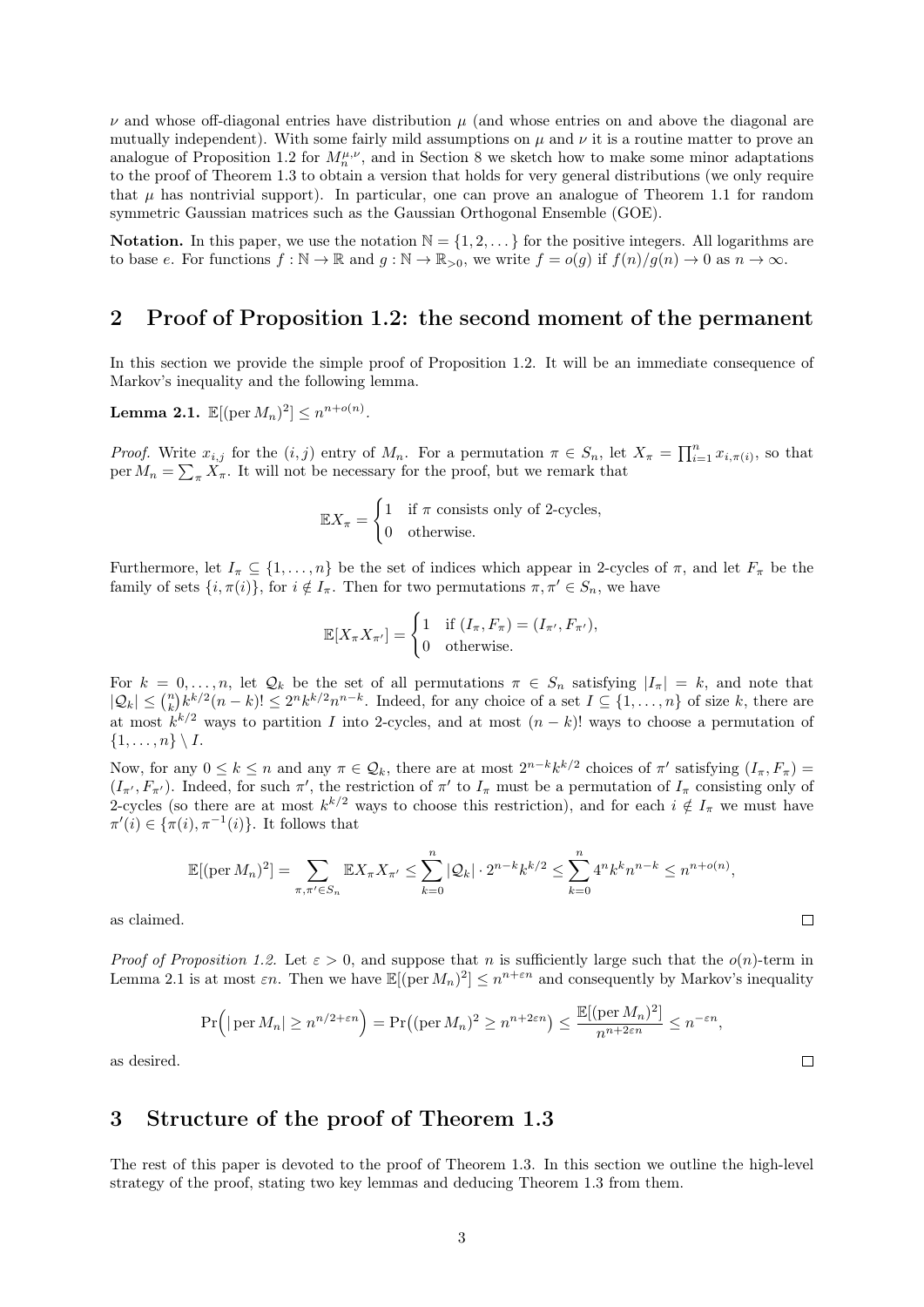$\nu$ and whose off-diagonal entries have distribution $\mu$ (and whose entries on and above the diagonal are mutually independent). With some fairly mild assumptions on $\mu$ and $\nu$ it is a routine matter to prove an analogue of Proposition 1.2 for $M_n^{\mu,\nu}$, and in Section 8 we sketch how to make some minor adaptations to the proof of Theorem 1.3 to obtain a version that holds for very general distributions (we only require that $\mu$ has nontrivial support). In particular, one can prove an analogue of Theorem 1.1 for random symmetric Gaussian matrices such as the Gaussian Orthogonal Ensemble (GOE).

**Notation.** In this paper, we use the notation $\mathbb{N} = \{1, 2, \dots\}$ for the positive integers. All logarithms are to base $e$. For functions $f : \mathbb{N} \to \mathbb{R}$ and $g : \mathbb{N} \to \mathbb{R}_{>0}$, we write $f = o(g)$ if $f(n)/g(n) \to 0$ as $n \to \infty$.

## 2 Proof of Proposition 1.2: the second moment of the permanent

In this section we provide the simple proof of Proposition 1.2. It will be an immediate consequence of Markov's inequality and the following lemma.

**Lemma 2.1.** $\mathbb{E}[(\operatorname{per} M_n)^2] \le n^{n+o(n)}$.

*Proof.* Write $x_{i,j}$ for the $(i,j)$ entry of $M_n$. For a permutation $\pi \in S_n$, let $X_\pi = \prod_{i=1}^n x_{i,\pi(i)}$, so that $\operatorname{per} M_n = \sum_\pi X_\pi$. It will not be necessary for the proof, but we remark that

$$\mathbb{E}X_\pi = \begin{cases} 1 & \text{if } \pi \text{ consists only of 2-cycles,} \\ 0 & \text{otherwise.} \end{cases}$$

Furthermore, let $I_\pi \subseteq \{1, \dots, n\}$ be the set of indices which appear in 2-cycles of $\pi$, and let $F_\pi$ be the family of sets $\{i, \pi(i)\}$, for $i \notin I_\pi$. Then for two permutations $\pi, \pi' \in S_n$, we have

$$\mathbb{E}[X_\pi X_{\pi'}] = \begin{cases} 1 & \text{if } (I_\pi, F_\pi) = (I_{\pi'}, F_{\pi'}), \\ 0 & \text{otherwise.} \end{cases}$$

For $k = 0, \dots, n$, let $\mathcal{Q}_k$ be the set of all permutations $\pi \in S_n$ satisfying $|I_\pi| = k$, and note that $|\mathcal{Q}_k| \le \binom{n}{k} k^{k/2} (n-k)! \le 2^n k^{k/2} n^{n-k}$. Indeed, for any choice of a set $I \subseteq \{1, \dots, n\}$ of size $k$, there are at most $k^{k/2}$ ways to partition $I$ into 2-cycles, and at most $(n-k)!$ ways to choose a permutation of $\{1, \dots, n\} \setminus I$.

Now, for any $0 \le k \le n$ and any $\pi \in \mathcal{Q}_k$, there are at most $2^{n-k} k^{k/2}$ choices of $\pi'$ satisfying $(I_\pi, F_\pi) = (I_{\pi'}, F_{\pi'})$. Indeed, for such $\pi'$, the restriction of $\pi'$ to $I_\pi$ must be a permutation of $I_\pi$ consisting only of 2-cycles (so there are at most $k^{k/2}$ ways to choose this restriction), and for each $i \notin I_\pi$ we must have $\pi'(i) \in \{\pi(i), \pi^{-1}(i)\}$. It follows that

$$\mathbb{E}[(\operatorname{per} M_n)^2] = \sum_{\pi, \pi' \in S_n} \mathbb{E}X_\pi X_{\pi'} \le \sum_{k=0}^n |\mathcal{Q}_k| \cdot 2^{n-k} k^{k/2} \le \sum_{k=0}^n 4^n k^k n^{n-k} \le n^{n+o(n)},$$

as claimed. $\square$

*Proof of Proposition 1.2.* Let $\varepsilon > 0$, and suppose that $n$ is sufficiently large such that the $o(n)$-term in Lemma 2.1 is at most $\varepsilon n$. Then we have $\mathbb{E}[(\operatorname{per} M_n)^2] \le n^{n+\varepsilon n}$ and consequently by Markov's inequality

$$\Pr\Big( |\operatorname{per} M_n| \ge n^{n/2+\varepsilon n} \Big) = \Pr\big( (\operatorname{per} M_n)^2 \ge n^{n+2\varepsilon n} \big) \le \frac{\mathbb{E}[(\operatorname{per} M_n)^2]}{n^{n+2\varepsilon n}} \le n^{-\varepsilon n},$$

as desired. $\square$

## 3 Structure of the proof of Theorem 1.3

The rest of this paper is devoted to the proof of Theorem 1.3. In this section we outline the high-level strategy of the proof, stating two key lemmas and deducing Theorem 1.3 from them.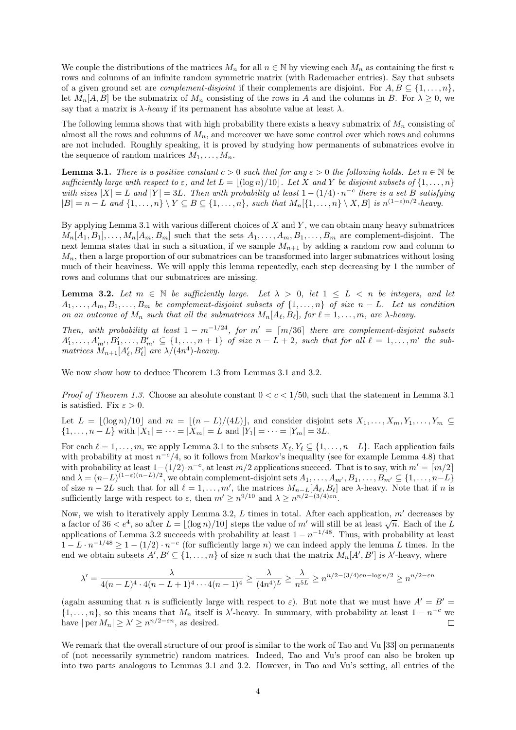We couple the distributions of the matrices $M_n$ for all $n \in \mathbb{N}$ by viewing each $M_n$ as containing the first $n$ rows and columns of an infinite random symmetric matrix (with Rademacher entries). Say that subsets of a given ground set are *complement-disjoint* if their complements are disjoint. For $A, B \subseteq \{1, \dots, n\}$, let $M_n[A, B]$ be the submatrix of $M_n$ consisting of the rows in $A$ and the columns in $B$. For $\lambda \geq 0$, we say that a matrix is *$\lambda$-heavy* if its permanent has absolute value at least $\lambda$.

The following lemma shows that with high probability there exists a heavy submatrix of $M_n$ consisting of almost all the rows and columns of $M_n$, and moreover we have some control over which rows and columns are not included. Roughly speaking, it is proved by studying how permanents of submatrices evolve in the sequence of random matrices $M_1, \dots, M_n$.

**Lemma 3.1.** *There is a positive constant $c > 0$ such that for any $\varepsilon > 0$ the following holds. Let $n \in \mathbb{N}$ be sufficiently large with respect to $\varepsilon$, and let $L = \lfloor (\log n)/10 \rfloor$. Let $X$ and $Y$ be disjoint subsets of $\{1, \dots, n\}$ with sizes $|X| = L$ and $|Y| = 3L$. Then with probability at least $1 - (1/4) \cdot n^{-c}$ there is a set $B$ satisfying $|B| = n - L$ and $\{1, \dots, n\} \setminus Y \subseteq B \subseteq \{1, \dots, n\}$, such that $M_n[\{1, \dots, n\} \setminus X, B]$ is $n^{(1-\varepsilon)n/2}$-heavy.*

By applying Lemma 3.1 with various different choices of $X$ and $Y$, we can obtain many heavy submatrices $M_n[A_1, B_1], \dots, M_n[A_m, B_m]$ such that the sets $A_1, \dots, A_m, B_1, \dots, B_m$ are complement-disjoint. The next lemma states that in such a situation, if we sample $M_{n+1}$ by adding a random row and column to $M_n$, then a large proportion of our submatrices can be transformed into larger submatrices without losing much of their heaviness. We will apply this lemma repeatedly, each step decreasing by 1 the number of rows and columns that our submatrices are missing.

**Lemma 3.2.** *Let $m \in \mathbb{N}$ be sufficiently large. Let $\lambda > 0$, let $1 \leq L < n$ be integers, and let $A_1, \dots, A_m, B_1, \dots, B_m$ be complement-disjoint subsets of $\{1, \dots, n\}$ of size $n - L$. Let us condition on an outcome of $M_n$ such that all the submatrices $M_n[A_\ell, B_\ell]$, for $\ell = 1, \dots, m$, are $\lambda$-heavy.*

*Then, with probability at least $1 - m^{-1/24}$, for $m' = \lceil m/36 \rceil$ there are complement-disjoint subsets $A'_1, \dots, A'_{m'}, B'_1, \dots, B'_{m'} \subseteq \{1, \dots, n+1\}$ of size $n - L + 2$, such that for all $\ell = 1, \dots, m'$ the submatrices $M_{n+1}[A'_\ell, B'_\ell]$ are $\lambda/(4n^4)$-heavy.*

We now show how to deduce Theorem 1.3 from Lemmas 3.1 and 3.2.

*Proof of Theorem 1.3.* Choose an absolute constant $0 < c < 1/50$, such that the statement in Lemma 3.1 is satisfied. Fix $\varepsilon > 0$.

Let $L = \lfloor (\log n)/10 \rfloor$ and $m = \lfloor (n - L)/(4L) \rfloor$, and consider disjoint sets $X_1, \dots, X_m, Y_1, \dots, Y_m \subseteq \{1, \dots, n - L\}$ with $|X_1| = \dots = |X_m| = L$ and $|Y_1| = \dots = |Y_m| = 3L$.

For each $\ell = 1, \dots, m$, we apply Lemma 3.1 to the subsets $X_\ell, Y_\ell \subseteq \{1, \dots, n-L\}$. Each application fails with probability at most $n^{-c}/4$, so it follows from Markov's inequality (see for example Lemma 4.8) that with probability at least $1 - (1/2) \cdot n^{-c}$, at least $m/2$ applications succeed. That is to say, with $m' = \lceil m/2 \rceil$ and $\lambda = (n-L)^{(1-\varepsilon)(n-L)/2}$, we obtain complement-disjoint sets $A_1, \dots, A_{m'}, B_1, \dots, B_{m'} \subseteq \{1, \dots, n-L\}$ of size $n - 2L$ such that for all $\ell = 1, \dots, m'$, the matrices $M_{n-L}[A_\ell, B_\ell]$ are $\lambda$-heavy. Note that if $n$ is sufficiently large with respect to $\varepsilon$, then $m' \geq n^{9/10}$ and $\lambda \geq n^{n/2 - (3/4)\varepsilon n}$.

Now, we wish to iteratively apply Lemma 3.2, $L$ times in total. After each application, $m'$ decreases by a factor of $36 < e^4$, so after $L = \lfloor (\log n)/10 \rfloor$ steps the value of $m'$ will still be at least $\sqrt{n}$. Each of the $L$ applications of Lemma 3.2 succeeds with probability at least $1 - n^{-1/48}$. Thus, with probability at least $1 - L \cdot n^{-1/48} \geq 1 - (1/2) \cdot n^{-c}$ (for sufficiently large $n$) we can indeed apply the lemma $L$ times. In the end we obtain subsets $A', B' \subseteq \{1, \dots, n\}$ of size $n$ such that the matrix $M_n[A', B']$ is $\lambda'$-heavy, where

$$\lambda' = \frac{\lambda}{4(n-L)^4 \cdot 4(n-L+1)^4 \cdots 4(n-1)^4} \geq \frac{\lambda}{(4n^4)^L} \geq \frac{\lambda}{n^{5L}} \geq n^{n/2 - (3/4)\varepsilon n - \log n/2} \geq n^{n/2 - \varepsilon n}$$

(again assuming that $n$ is sufficiently large with respect to $\varepsilon$). But note that we must have $A' = B' = \{1, \dots, n\}$, so this means that $M_n$ itself is $\lambda'$-heavy. In summary, with probability at least $1 - n^{-c}$ we have $|\operatorname{per} M_n| \geq \lambda' \geq n^{n/2 - \varepsilon n}$, as desired. $\square$

We remark that the overall structure of our proof is similar to the work of Tao and Vu [33] on permanents of (not necessarily symmetric) random matrices. Indeed, Tao and Vu's proof can also be broken up into two parts analogous to Lemmas 3.1 and 3.2. However, in Tao and Vu's setting, all entries of the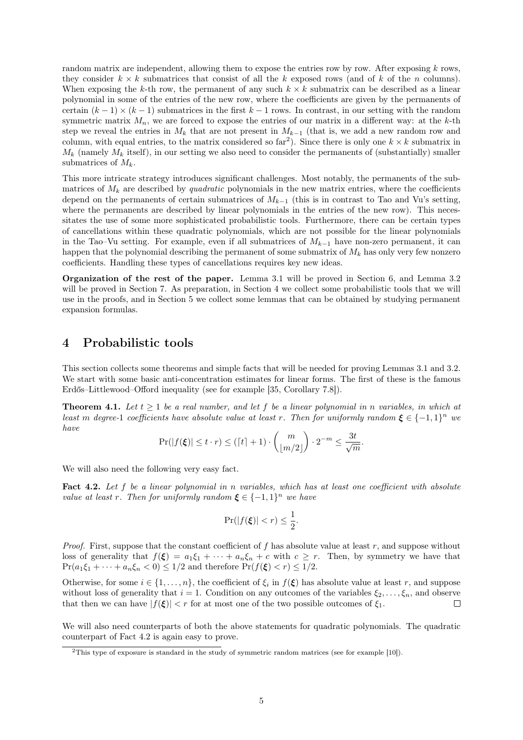random matrix are independent, allowing them to expose the entries row by row. After exposing $k$ rows, they consider $k \times k$ submatrices that consist of all the $k$ exposed rows (and of $k$ of the $n$ columns). When exposing the $k$-th row, the permanent of any such $k \times k$ submatrix can be described as a linear polynomial in some of the entries of the new row, where the coefficients are given by the permanents of certain $(k-1) \times (k-1)$ submatrices in the first $k-1$ rows. In contrast, in our setting with the random symmetric matrix $M_n$, we are forced to expose the entries of our matrix in a different way: at the $k$-th step we reveal the entries in $M_k$ that are not present in $M_{k-1}$ (that is, we add a new random row and column, with equal entries, to the matrix considered so far[2]). Since there is only one $k \times k$ submatrix in $M_k$ (namely $M_k$ itself), in our setting we also need to consider the permanents of (substantially) smaller submatrices of $M_k$.

This more intricate strategy introduces significant challenges. Most notably, the permanents of the submatrices of $M_k$ are described by *quadratic* polynomials in the new matrix entries, where the coefficients depend on the permanents of certain submatrices of $M_{k-1}$ (this is in contrast to Tao and Vu's setting, where the permanents are described by linear polynomials in the entries of the new row). This necessitates the use of some more sophisticated probabilistic tools. Furthermore, there can be certain types of cancellations within these quadratic polynomials, which are not possible for the linear polynomials in the Tao–Vu setting. For example, even if all submatrices of $M_{k-1}$ have non-zero permanent, it can happen that the polynomial describing the permanent of some submatrix of $M_k$ has only very few nonzero coefficients. Handling these types of cancellations requires key new ideas.

**Organization of the rest of the paper.** Lemma 3.1 will be proved in Section 6, and Lemma 3.2 will be proved in Section 7. As preparation, in Section 4 we collect some probabilistic tools that we will use in the proofs, and in Section 5 we collect some lemmas that can be obtained by studying permanent expansion formulas.

# 4 Probabilistic tools

This section collects some theorems and simple facts that will be needed for proving Lemmas 3.1 and 3.2. We start with some basic anti-concentration estimates for linear forms. The first of these is the famous Erdős–Littlewood–Offord inequality (see for example [35, Corollary 7.8]).

**Theorem 4.1.** *Let $t \geq 1$ be a real number, and let $f$ be a linear polynomial in $n$ variables, in which at least $m$ degree-1 coefficients have absolute value at least $r$. Then for uniformly random $\boldsymbol{\xi} \in \{-1,1\}^n$ we have*

$$\Pr(|f(\boldsymbol{\xi})| \leq t \cdot r) \leq (\lceil t \rceil + 1) \cdot \binom{m}{\lfloor m/2 \rfloor} \cdot 2^{-m} \leq \frac{3t}{\sqrt{m}}.$$

We will also need the following very easy fact.

**Fact 4.2.** *Let $f$ be a linear polynomial in $n$ variables, which has at least one coefficient with absolute value at least $r$. Then for uniformly random $\boldsymbol{\xi} \in \{-1,1\}^n$ we have*

$$\Pr(|f(\boldsymbol{\xi})| < r) \leq \frac{1}{2}.$$

*Proof.* First, suppose that the constant coefficient of $f$ has absolute value at least $r$, and suppose without loss of generality that $f(\boldsymbol{\xi}) = a_1\xi_1 + \cdots + a_n\xi_n + c$ with $c \geq r$. Then, by symmetry we have that $\Pr(a_1\xi_1 + \cdots + a_n\xi_n < 0) \leq 1/2$ and therefore $\Pr(f(\boldsymbol{\xi}) < r) \leq 1/2$.

Otherwise, for some $i \in \{1, \dots, n\}$, the coefficient of $\xi_i$ in $f(\boldsymbol{\xi})$ has absolute value at least $r$, and suppose without loss of generality that $i = 1$. Condition on any outcomes of the variables $\xi_2, \dots, \xi_n$, and observe that then we can have $|f(\boldsymbol{\xi})| < r$ for at most one of the two possible outcomes of $\xi_1$. $\square$

We will also need counterparts of both the above statements for quadratic polynomials. The quadratic counterpart of Fact 4.2 is again easy to prove.

[2] This type of exposure is standard in the study of symmetric random matrices (see for example [10]).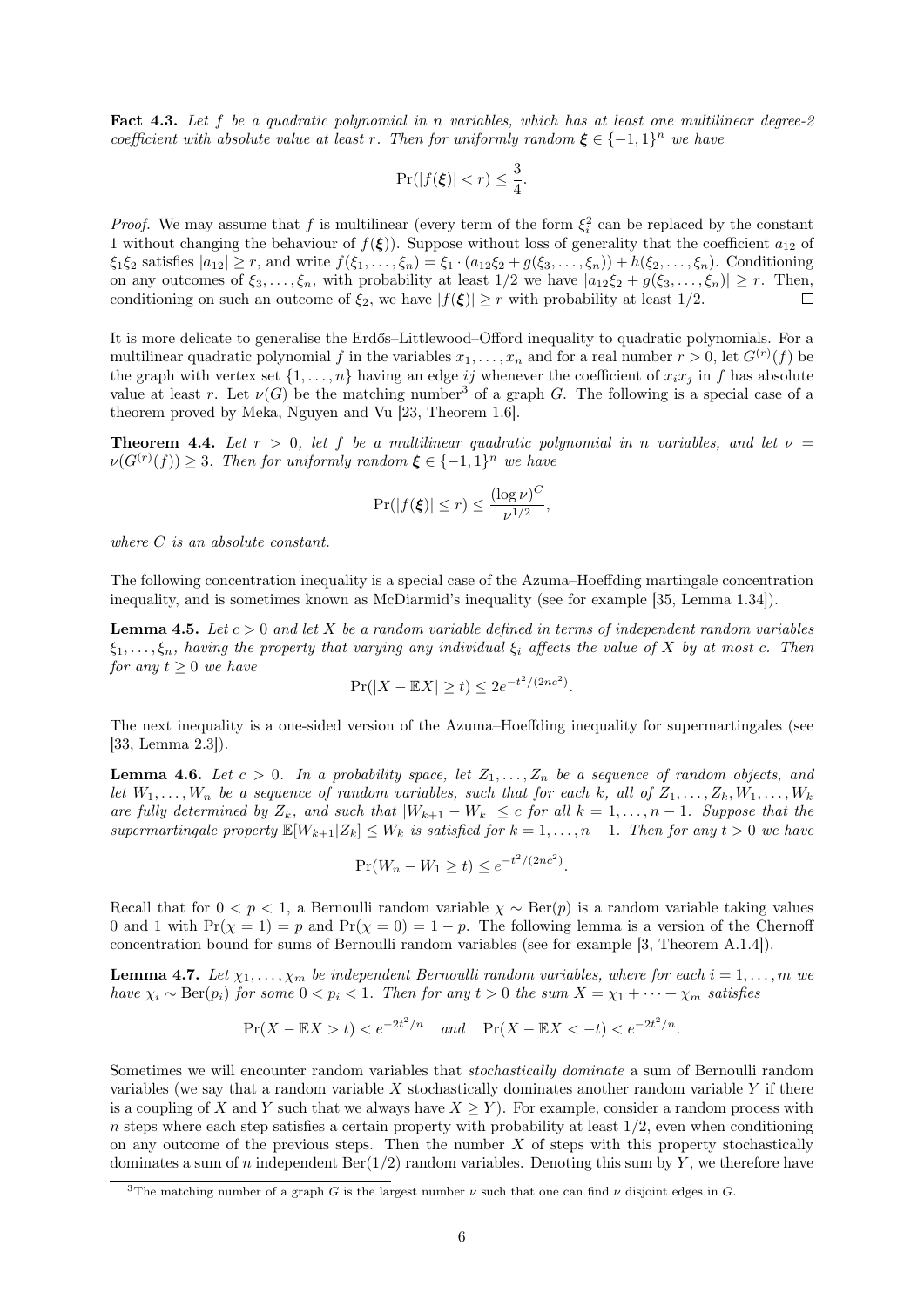**Fact 4.3.** *Let $f$ be a quadratic polynomial in $n$ variables, which has at least one multilinear degree-2 coefficient with absolute value at least $r$. Then for uniformly random $\boldsymbol{\xi} \in \{-1,1\}^n$ we have*

$$\Pr(|f(\boldsymbol{\xi})| < r) \leq \frac{3}{4}.$$

*Proof.* We may assume that $f$ is multilinear (every term of the form $\xi_i^2$ can be replaced by the constant 1 without changing the behaviour of $f(\boldsymbol{\xi})$). Suppose without loss of generality that the coefficient $a_{12}$ of $\xi_1\xi_2$ satisfies $|a_{12}| \geq r$, and write $f(\xi_1, \dots, \xi_n) = \xi_1 \cdot (a_{12}\xi_2 + g(\xi_3, \dots, \xi_n)) + h(\xi_2, \dots, \xi_n)$. Conditioning on any outcomes of $\xi_3, \dots, \xi_n$, with probability at least $1/2$ we have $|a_{12}\xi_2 + g(\xi_3, \dots, \xi_n)| \geq r$. Then, conditioning on such an outcome of $\xi_2$, we have $|f(\boldsymbol{\xi})| \geq r$ with probability at least $1/2$. □

It is more delicate to generalise the Erdős–Littlewood–Offord inequality to quadratic polynomials. For a multilinear quadratic polynomial $f$ in the variables $x_1, \dots, x_n$ and for a real number $r > 0$, let $G^{(r)}(f)$ be the graph with vertex set $\{1, \dots, n\}$ having an edge $ij$ whenever the coefficient of $x_i x_j$ in $f$ has absolute value at least $r$. Let $\nu(G)$ be the matching number[3] of a graph $G$. The following is a special case of a theorem proved by Meka, Nguyen and Vu [23, Theorem 1.6].

**Theorem 4.4.** *Let $r > 0$, let $f$ be a multilinear quadratic polynomial in $n$ variables, and let $\nu = \nu(G^{(r)}(f)) \geq 3$. Then for uniformly random $\boldsymbol{\xi} \in \{-1,1\}^n$ we have*

$$\Pr(|f(\boldsymbol{\xi})| \leq r) \leq \frac{(\log \nu)^C}{\nu^{1/2}},$$

*where $C$ is an absolute constant.*

The following concentration inequality is a special case of the Azuma–Hoeffding martingale concentration inequality, and is sometimes known as McDiarmid's inequality (see for example [35, Lemma 1.34]).

**Lemma 4.5.** *Let $c > 0$ and let $X$ be a random variable defined in terms of independent random variables $\xi_1, \dots, \xi_n$, having the property that varying any individual $\xi_i$ affects the value of $X$ by at most $c$. Then for any $t \geq 0$ we have*

$$\Pr(|X - \mathbb{E}X| \geq t) \leq 2e^{-t^2/(2nc^2)}.$$

The next inequality is a one-sided version of the Azuma–Hoeffding inequality for supermartingales (see [33, Lemma 2.3]).

**Lemma 4.6.** *Let $c > 0$. In a probability space, let $Z_1, \dots, Z_n$ be a sequence of random objects, and let $W_1, \dots, W_n$ be a sequence of random variables, such that for each $k$, all of $Z_1, \dots, Z_k, W_1, \dots, W_k$ are fully determined by $Z_k$, and such that $|W_{k+1} - W_k| \leq c$ for all $k = 1, \dots, n-1$. Suppose that the supermartingale property $\mathbb{E}[W_{k+1}|Z_k] \leq W_k$ is satisfied for $k = 1, \dots, n-1$. Then for any $t > 0$ we have*

$$\Pr(W_n - W_1 \geq t) \leq e^{-t^2/(2nc^2)}.$$

Recall that for $0 < p < 1$, a Bernoulli random variable $\chi \sim \mathrm{Ber}(p)$ is a random variable taking values 0 and 1 with $\Pr(\chi = 1) = p$ and $\Pr(\chi = 0) = 1 - p$. The following lemma is a version of the Chernoff concentration bound for sums of Bernoulli random variables (see for example [3, Theorem A.1.4]).

**Lemma 4.7.** *Let $\chi_1, \dots, \chi_m$ be independent Bernoulli random variables, where for each $i = 1, \dots, m$ we have $\chi_i \sim \mathrm{Ber}(p_i)$ for some $0 < p_i < 1$. Then for any $t > 0$ the sum $X = \chi_1 + \dots + \chi_m$ satisfies*

$$\Pr(X - \mathbb{E}X > t) < e^{-2t^2/n} \quad \text{and} \quad \Pr(X - \mathbb{E}X < -t) < e^{-2t^2/n}.$$

Sometimes we will encounter random variables that *stochastically dominate* a sum of Bernoulli random variables (we say that a random variable $X$ stochastically dominates another random variable $Y$ if there is a coupling of $X$ and $Y$ such that we always have $X \geq Y$). For example, consider a random process with $n$ steps where each step satisfies a certain property with probability at least $1/2$, even when conditioning on any outcome of the previous steps. Then the number $X$ of steps with this property stochastically dominates a sum of $n$ independent $\mathrm{Ber}(1/2)$ random variables. Denoting this sum by $Y$, we therefore have

[3] The matching number of a graph $G$ is the largest number $\nu$ such that one can find $\nu$ disjoint edges in $G$.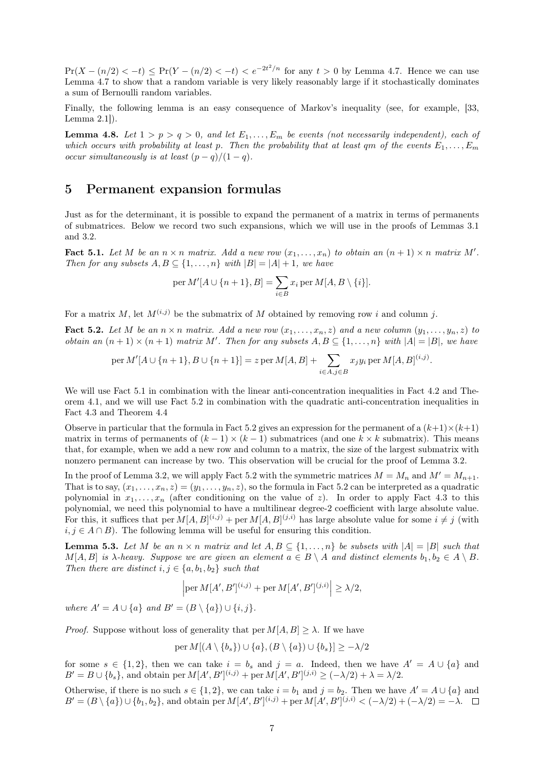$\Pr(X - (n/2) < -t) \le \Pr(Y - (n/2) < -t) < e^{-2t^2/n}$ for any $t > 0$ by Lemma 4.7. Hence we can use Lemma 4.7 to show that a random variable is very likely reasonably large if it stochastically dominates a sum of Bernoulli random variables.

Finally, the following lemma is an easy consequence of Markov's inequality (see, for example, [33, Lemma 2.1]).

**Lemma 4.8.** *Let $1 > p > q > 0$, and let $E_1, \dots, E_m$ be events (not necessarily independent), each of which occurs with probability at least $p$. Then the probability that at least $qm$ of the events $E_1, \dots, E_m$ occur simultaneously is at least $(p - q)/(1 - q)$.*

## 5 Permanent expansion formulas

Just as for the determinant, it is possible to expand the permanent of a matrix in terms of permanents of submatrices. Below we record two such expansions, which we will use in the proofs of Lemmas 3.1 and 3.2.

**Fact 5.1.** *Let $M$ be an $n \times n$ matrix. Add a new row $(x_1, \dots, x_n)$ to obtain an $(n+1) \times n$ matrix $M'$. Then for any subsets $A, B \subseteq \{1, \dots, n\}$ with $|B| = |A| + 1$, we have*

$$\operatorname{per} M'[A \cup \{n+1\}, B] = \sum_{i \in B} x_i \operatorname{per} M[A, B \setminus \{i\}].$$

For a matrix $M$, let $M^{(i,j)}$ be the submatrix of $M$ obtained by removing row $i$ and column $j$.

**Fact 5.2.** *Let $M$ be an $n \times n$ matrix. Add a new row $(x_1, \dots, x_n, z)$ and a new column $(y_1, \dots, y_n, z)$ to obtain an $(n+1) \times (n+1)$ matrix $M'$. Then for any subsets $A, B \subseteq \{1, \dots, n\}$ with $|A| = |B|$, we have*

$$\operatorname{per} M'[A \cup \{n+1\}, B \cup \{n+1\}] = z \operatorname{per} M[A, B] + \sum_{i \in A, j \in B} x_j y_i \operatorname{per} M[A, B]^{(i,j)}.$$

We will use Fact 5.1 in combination with the linear anti-concentration inequalities in Fact 4.2 and Theorem 4.1, and we will use Fact 5.2 in combination with the quadratic anti-concentration inequalities in Fact 4.3 and Theorem 4.4

Observe in particular that the formula in Fact 5.2 gives an expression for the permanent of a $(k+1) \times (k+1)$ matrix in terms of permanents of $(k-1) \times (k-1)$ submatrices (and one $k \times k$ submatrix). This means that, for example, when we add a new row and column to a matrix, the size of the largest submatrix with nonzero permanent can increase by two. This observation will be crucial for the proof of Lemma 3.2.

In the proof of Lemma 3.2, we will apply Fact 5.2 with the symmetric matrices $M = M_n$ and $M' = M_{n+1}$. That is to say, $(x_1, \dots, x_n, z) = (y_1, \dots, y_n, z)$, so the formula in Fact 5.2 can be interpreted as a quadratic polynomial in $x_1, \dots, x_n$ (after conditioning on the value of $z$). In order to apply Fact 4.3 to this polynomial, we need this polynomial to have a multilinear degree-2 coefficient with large absolute value. For this, it suffices that $\operatorname{per} M[A, B]^{(i,j)} + \operatorname{per} M[A, B]^{(j,i)}$ has large absolute value for some $i \neq j$ (with $i, j \in A \cap B$). The following lemma will be useful for ensuring this condition.

**Lemma 5.3.** *Let $M$ be an $n \times n$ matrix and let $A, B \subseteq \{1, \dots, n\}$ be subsets with $|A| = |B|$ such that $M[A, B]$ is $\lambda$-heavy. Suppose we are given an element $a \in B \setminus A$ and distinct elements $b_1, b_2 \in A \setminus B$. Then there are distinct $i, j \in \{a, b_1, b_2\}$ such that*

$$\left| \operatorname{per} M[A', B']^{(i,j)} + \operatorname{per} M[A', B']^{(j,i)} \right| \ge \lambda/2,$$

*where $A' = A \cup \{a\}$ and $B' = (B \setminus \{a\}) \cup \{i, j\}$.*

*Proof.* Suppose without loss of generality that $\operatorname{per} M[A, B] \ge \lambda$. If we have

$$\operatorname{per} M[(A \setminus \{b_s\}) \cup \{a\}, (B \setminus \{a\}) \cup \{b_s\}] \ge -\lambda/2$$

for some $s \in \{1, 2\}$, then we can take $i = b_s$ and $j = a$. Indeed, then we have $A' = A \cup \{a\}$ and $B' = B \cup \{b_s\}$, and obtain $\operatorname{per} M[A', B']^{(i,j)} + \operatorname{per} M[A', B']^{(j,i)} \ge (-\lambda/2) + \lambda = \lambda/2$.

Otherwise, if there is no such $s \in \{1, 2\}$, we can take $i = b_1$ and $j = b_2$. Then we have $A' = A \cup \{a\}$ and $B' = (B \setminus \{a\}) \cup \{b_1, b_2\}$, and obtain $\operatorname{per} M[A', B']^{(i,j)} + \operatorname{per} M[A', B']^{(j,i)} < (-\lambda/2) + (-\lambda/2) = -\lambda$. $\square$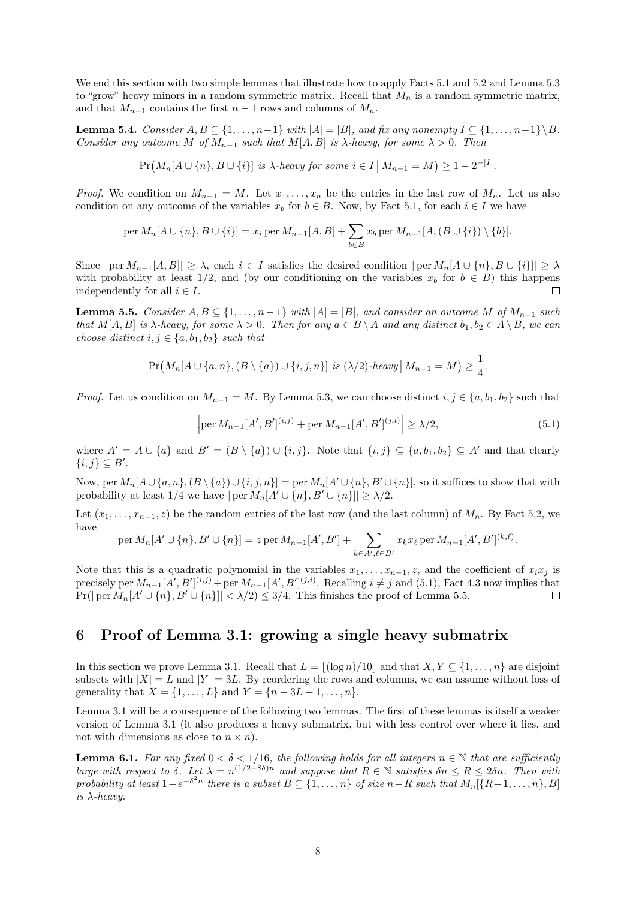We end this section with two simple lemmas that illustrate how to apply Facts 5.1 and 5.2 and Lemma 5.3 to "grow" heavy minors in a random symmetric matrix. Recall that $M_n$ is a random symmetric matrix, and that $M_{n-1}$ contains the first $n-1$ rows and columns of $M_n$.

**Lemma 5.4.** *Consider $A, B \subseteq \{1, \ldots, n-1\}$ with $|A| = |B|$, and fix any nonempty $I \subseteq \{1, \ldots, n-1\} \setminus B$. Consider any outcome $M$ of $M_{n-1}$ such that $M[A, B]$ is $\lambda$-heavy, for some $\lambda > 0$. Then*

$$\Pr\big(M_n[A \cup \{n\}, B \cup \{i\}] \text{ is } \lambda\text{-heavy for some } i \in I \,\big|\, M_{n-1} = M\big) \geq 1 - 2^{-|I|}.$$

*Proof.* We condition on $M_{n-1} = M$. Let $x_1, \ldots, x_n$ be the entries in the last row of $M_n$. Let us also condition on any outcome of the variables $x_b$ for $b \in B$. Now, by Fact 5.1, for each $i \in I$ we have

$$\operatorname{per} M_n[A \cup \{n\}, B \cup \{i\}] = x_i \operatorname{per} M_{n-1}[A, B] + \sum_{b \in B} x_b \operatorname{per} M_{n-1}[A, (B \cup \{i\}) \setminus \{b\}].$$

Since $|\operatorname{per} M_{n-1}[A, B]| \geq \lambda$, each $i \in I$ satisfies the desired condition $|\operatorname{per} M_n[A \cup \{n\}, B \cup \{i\}]| \geq \lambda$ with probability at least $1/2$, and (by our conditioning on the variables $x_b$ for $b \in B$) this happens independently for all $i \in I$. $\square$

**Lemma 5.5.** *Consider $A, B \subseteq \{1, \ldots, n-1\}$ with $|A| = |B|$, and consider an outcome $M$ of $M_{n-1}$ such that $M[A, B]$ is $\lambda$-heavy, for some $\lambda > 0$. Then for any $a \in B \setminus A$ and any distinct $b_1, b_2 \in A \setminus B$, we can choose distinct $i, j \in \{a, b_1, b_2\}$ such that*

$$\Pr\big(M_n[A \cup \{a, n\}, (B \setminus \{a\}) \cup \{i, j, n\}] \text{ is } (\lambda/2)\text{-heavy} \,\big|\, M_{n-1} = M\big) \geq \frac{1}{4}.$$

*Proof.* Let us condition on $M_{n-1} = M$. By Lemma 5.3, we can choose distinct $i, j \in \{a, b_1, b_2\}$ such that

$$\left|\operatorname{per} M_{n-1}[A', B']^{(i,j)} + \operatorname{per} M_{n-1}[A', B']^{(j,i)}\right| \geq \lambda/2, \tag{5.1}$$

where $A' = A \cup \{a\}$ and $B' = (B \setminus \{a\}) \cup \{i, j\}$. Note that $\{i, j\} \subseteq \{a, b_1, b_2\} \subseteq A'$ and that clearly $\{i, j\} \subseteq B'$.

Now, $\operatorname{per} M_n[A \cup \{a, n\}, (B \setminus \{a\}) \cup \{i, j, n\}] = \operatorname{per} M_n[A' \cup \{n\}, B' \cup \{n\}]$, so it suffices to show that with probability at least $1/4$ we have $|\operatorname{per} M_n[A' \cup \{n\}, B' \cup \{n\}]| \geq \lambda/2$.

Let $(x_1, \ldots, x_{n-1}, z)$ be the random entries of the last row (and the last column) of $M_n$. By Fact 5.2, we have

$$\operatorname{per} M_n[A' \cup \{n\}, B' \cup \{n\}] = z \operatorname{per} M_{n-1}[A', B'] + \sum_{k \in A', \ell \in B'} x_k x_\ell \operatorname{per} M_{n-1}[A', B']^{(k,\ell)}.$$

Note that this is a quadratic polynomial in the variables $x_1, \ldots, x_{n-1}, z$, and the coefficient of $x_i x_j$ is precisely $\operatorname{per} M_{n-1}[A', B']^{(i,j)} + \operatorname{per} M_{n-1}[A', B']^{(j,i)}$. Recalling $i \neq j$ and (5.1), Fact 4.3 now implies that $\Pr(|\operatorname{per} M_n[A' \cup \{n\}, B' \cup \{n\}]| < \lambda/2) \leq 3/4$. This finishes the proof of Lemma 5.5. $\square$

# 6 Proof of Lemma 3.1: growing a single heavy submatrix

In this section we prove Lemma 3.1. Recall that $L = \lfloor (\log n)/10 \rfloor$ and that $X, Y \subseteq \{1, \ldots, n\}$ are disjoint subsets with $|X| = L$ and $|Y| = 3L$. By reordering the rows and columns, we can assume without loss of generality that $X = \{1, \ldots, L\}$ and $Y = \{n - 3L + 1, \ldots, n\}$.

Lemma 3.1 will be a consequence of the following two lemmas. The first of these lemmas is itself a weaker version of Lemma 3.1 (it also produces a heavy submatrix, but with less control over where it lies, and not with dimensions as close to $n \times n$).

**Lemma 6.1.** *For any fixed $0 < \delta < 1/16$, the following holds for all integers $n \in \mathbb{N}$ that are sufficiently large with respect to $\delta$. Let $\lambda = n^{(1/2 - 8\delta)n}$ and suppose that $R \in \mathbb{N}$ satisfies $\delta n \leq R \leq 2\delta n$. Then with probability at least $1 - e^{-\delta^2 n}$ there is a subset $B \subseteq \{1, \ldots, n\}$ of size $n - R$ such that $M_n[\{R+1, \ldots, n\}, B]$ is $\lambda$-heavy.*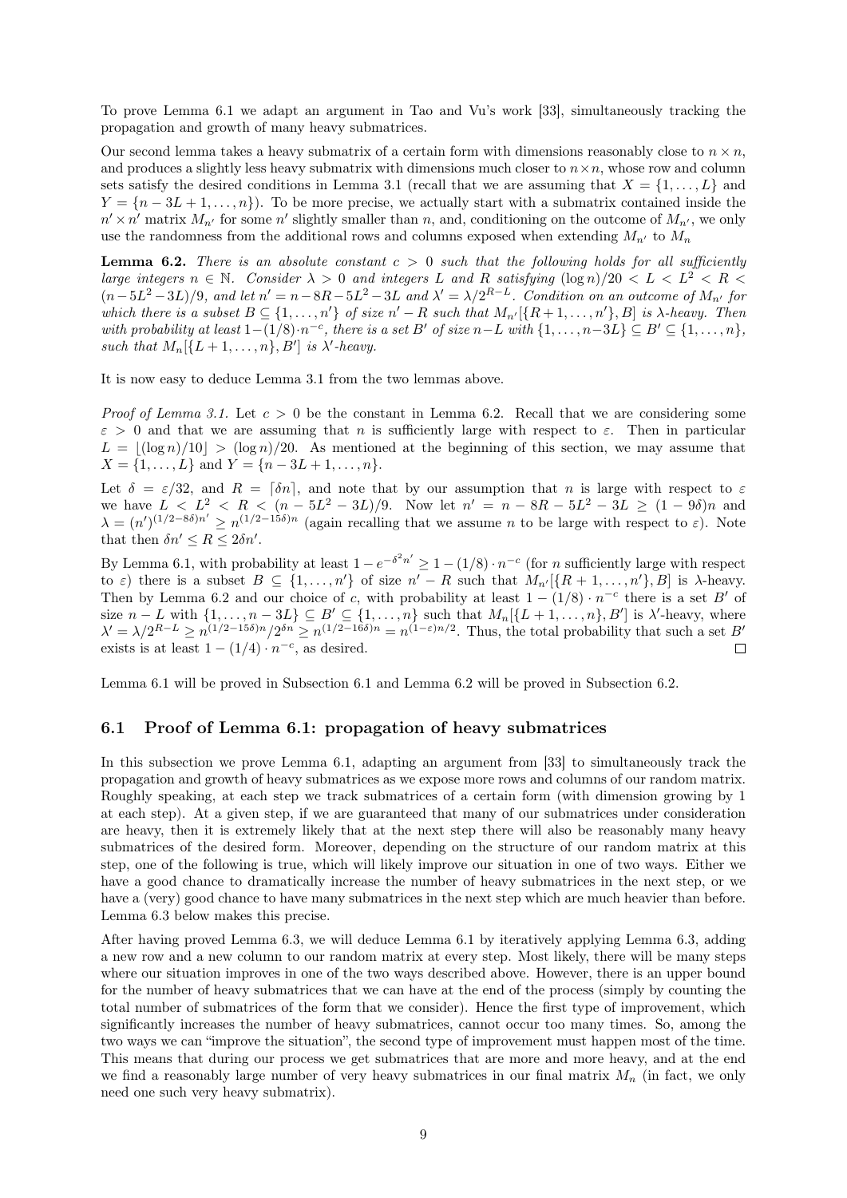To prove Lemma 6.1 we adapt an argument in Tao and Vu's work [33], simultaneously tracking the propagation and growth of many heavy submatrices.

Our second lemma takes a heavy submatrix of a certain form with dimensions reasonably close to $n \times n$, and produces a slightly less heavy submatrix with dimensions much closer to $n \times n$, whose row and column sets satisfy the desired conditions in Lemma 3.1 (recall that we are assuming that $X = \{1, \dots, L\}$ and $Y = \{n - 3L + 1, \dots, n\}$). To be more precise, we actually start with a submatrix contained inside the $n' \times n'$ matrix $M_{n'}$ for some $n'$ slightly smaller than $n$, and, conditioning on the outcome of $M_{n'}$, we only use the randomness from the additional rows and columns exposed when extending $M_{n'}$ to $M_n$

**Lemma 6.2.** *There is an absolute constant $c > 0$ such that the following holds for all sufficiently large integers $n \in \mathbb{N}$. Consider $\lambda > 0$ and integers $L$ and $R$ satisfying $(\log n)/20 < L < L^2 < R < (n - 5L^2 - 3L)/9$, and let $n' = n - 8R - 5L^2 - 3L$ and $\lambda' = \lambda/2^{R-L}$. Condition on an outcome of $M_{n'}$ for which there is a subset $B \subseteq \{1, \dots, n'\}$ of size $n' - R$ such that $M_{n'}[\{R + 1, \dots, n'\}, B]$ is $\lambda$-heavy. Then with probability at least $1 - (1/8) \cdot n^{-c}$, there is a set $B'$ of size $n - L$ with $\{1, \dots, n - 3L\} \subseteq B' \subseteq \{1, \dots, n\}$, such that $M_n[\{L + 1, \dots, n\}, B']$ is $\lambda'$-heavy.*

It is now easy to deduce Lemma 3.1 from the two lemmas above.

*Proof of Lemma 3.1.* Let $c > 0$ be the constant in Lemma 6.2. Recall that we are considering some $\varepsilon > 0$ and that we are assuming that $n$ is sufficiently large with respect to $\varepsilon$. Then in particular $L = \lfloor (\log n)/10 \rfloor > (\log n)/20$. As mentioned at the beginning of this section, we may assume that $X = \{1, \dots, L\}$ and $Y = \{n - 3L + 1, \dots, n\}$.

Let $\delta = \varepsilon/32$, and $R = \lceil \delta n \rceil$, and note that by our assumption that $n$ is large with respect to $\varepsilon$ we have $L < L^2 < R < (n - 5L^2 - 3L)/9$. Now let $n' = n - 8R - 5L^2 - 3L \geq (1 - 9\delta)n$ and $\lambda = (n')^{(1/2 - 8\delta)n'} \geq n^{(1/2 - 15\delta)n}$ (again recalling that we assume $n$ to be large with respect to $\varepsilon$). Note that then $\delta n' \leq R \leq 2\delta n'$.

By Lemma 6.1, with probability at least $1 - e^{-\delta^2 n'} \geq 1 - (1/8) \cdot n^{-c}$ (for $n$ sufficiently large with respect to $\varepsilon$) there is a subset $B \subseteq \{1, \dots, n'\}$ of size $n' - R$ such that $M_{n'}[\{R + 1, \dots, n'\}, B]$ is $\lambda$-heavy. Then by Lemma 6.2 and our choice of $c$, with probability at least $1 - (1/8) \cdot n^{-c}$ there is a set $B'$ of size $n - L$ with $\{1, \dots, n - 3L\} \subseteq B' \subseteq \{1, \dots, n\}$ such that $M_n[\{L + 1, \dots, n\}, B']$ is $\lambda'$-heavy, where $\lambda' = \lambda/2^{R-L} \geq n^{(1/2 - 15\delta)n}/2^{\delta n} \geq n^{(1/2 - 16\delta)n} = n^{(1-\varepsilon)n/2}$. Thus, the total probability that such a set $B'$ exists is at least $1 - (1/4) \cdot n^{-c}$, as desired. $\square$

Lemma 6.1 will be proved in Subsection 6.1 and Lemma 6.2 will be proved in Subsection 6.2.

### 6.1 Proof of Lemma 6.1: propagation of heavy submatrices

In this subsection we prove Lemma 6.1, adapting an argument from [33] to simultaneously track the propagation and growth of heavy submatrices as we expose more rows and columns of our random matrix. Roughly speaking, at each step we track submatrices of a certain form (with dimension growing by 1 at each step). At a given step, if we are guaranteed that many of our submatrices under consideration are heavy, then it is extremely likely that at the next step there will also be reasonably many heavy submatrices of the desired form. Moreover, depending on the structure of our random matrix at this step, one of the following is true, which will likely improve our situation in one of two ways. Either we have a good chance to dramatically increase the number of heavy submatrices in the next step, or we have a (very) good chance to have many submatrices in the next step which are much heavier than before. Lemma 6.3 below makes this precise.

After having proved Lemma 6.3, we will deduce Lemma 6.1 by iteratively applying Lemma 6.3, adding a new row and a new column to our random matrix at every step. Most likely, there will be many steps where our situation improves in one of the two ways described above. However, there is an upper bound for the number of heavy submatrices that we can have at the end of the process (simply by counting the total number of submatrices of the form that we consider). Hence the first type of improvement, which significantly increases the number of heavy submatrices, cannot occur too many times. So, among the two ways we can "improve the situation", the second type of improvement must happen most of the time. This means that during our process we get submatrices that are more and more heavy, and at the end we find a reasonably large number of very heavy submatrices in our final matrix $M_n$ (in fact, we only need one such very heavy submatrix).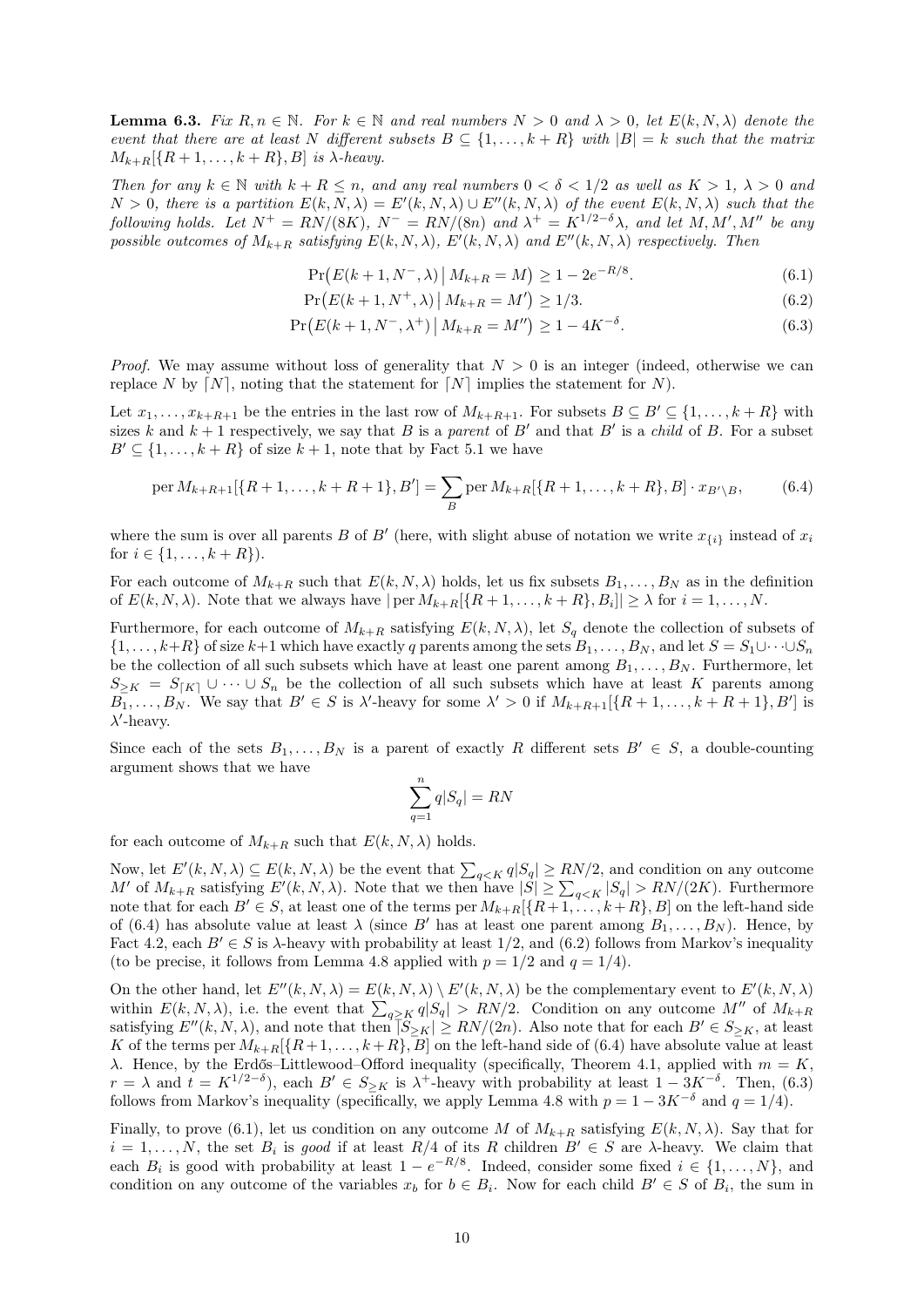**Lemma 6.3.** *Fix $R, n \in \mathbb{N}$. For $k \in \mathbb{N}$ and real numbers $N > 0$ and $\lambda > 0$, let $E(k, N, \lambda)$ denote the event that there are at least $N$ different subsets $B \subseteq \{1, \dots, k+R\}$ with $|B| = k$ such that the matrix $M_{k+R}[\{R+1, \dots, k+R\}, B]$ is $\lambda$-heavy.*

*Then for any $k \in \mathbb{N}$ with $k + R \le n$, and any real numbers $0 < \delta < 1/2$ as well as $K > 1$, $\lambda > 0$ and $N > 0$, there is a partition $E(k, N, \lambda) = E'(k, N, \lambda) \cup E''(k, N, \lambda)$ of the event $E(k, N, \lambda)$ such that the following holds. Let $N^+ = RN/(8K)$, $N^- = RN/(8n)$ and $\lambda^+ = K^{1/2-\delta}\lambda$, and let $M, M', M''$ be any possible outcomes of $M_{k+R}$ satisfying $E(k, N, \lambda)$, $E'(k, N, \lambda)$ and $E''(k, N, \lambda)$ respectively. Then*

$$\Pr\big(E(k+1, N^-, \lambda) \,\big|\, M_{k+R} = M\big) \ge 1 - 2e^{-R/8}. \tag{6.1}$$

$$\Pr\big(E(k+1, N^+, \lambda) \,\big|\, M_{k+R} = M'\big) \ge 1/3. \tag{6.2}$$

$$\Pr\big(E(k+1, N^-, \lambda^+) \,\big|\, M_{k+R} = M''\big) \ge 1 - 4K^{-\delta}. \tag{6.3}$$

*Proof.* We may assume without loss of generality that $N > 0$ is an integer (indeed, otherwise we can replace $N$ by $\lceil N \rceil$, noting that the statement for $\lceil N \rceil$ implies the statement for $N$).

Let $x_1, \dots, x_{k+R+1}$ be the entries in the last row of $M_{k+R+1}$. For subsets $B \subseteq B' \subseteq \{1, \dots, k+R\}$ with sizes $k$ and $k+1$ respectively, we say that $B$ is a *parent* of $B'$ and that $B'$ is a *child* of $B$. For a subset $B' \subseteq \{1, \dots, k+R\}$ of size $k+1$, note that by Fact 5.1 we have

$$\operatorname{per} M_{k+R+1}[\{R+1, \dots, k+R+1\}, B'] = \sum_B \operatorname{per} M_{k+R}[\{R+1, \dots, k+R\}, B] \cdot x_{B' \setminus B}, \tag{6.4}$$

where the sum is over all parents $B$ of $B'$ (here, with slight abuse of notation we write $x_{\{i\}}$ instead of $x_i$ for $i \in \{1, \dots, k+R\}$).

For each outcome of $M_{k+R}$ such that $E(k, N, \lambda)$ holds, let us fix subsets $B_1, \dots, B_N$ as in the definition of $E(k, N, \lambda)$. Note that we always have $|\operatorname{per} M_{k+R}[\{R+1, \dots, k+R\}, B_i]| \ge \lambda$ for $i = 1, \dots, N$.

Furthermore, for each outcome of $M_{k+R}$ satisfying $E(k, N, \lambda)$, let $S_q$ denote the collection of subsets of $\{1, \dots, k+R\}$ of size $k+1$ which have exactly $q$ parents among the sets $B_1, \dots, B_N$, and let $S = S_1 \cup \dots \cup S_n$ be the collection of all such subsets which have at least one parent among $B_1, \dots, B_N$. Furthermore, let $S_{\ge K} = S_{\lceil K \rceil} \cup \dots \cup S_n$ be the collection of all such subsets which have at least $K$ parents among $B_1, \dots, B_N$. We say that $B' \in S$ is $\lambda'$-heavy for some $\lambda' > 0$ if $M_{k+R+1}[\{R+1, \dots, k+R+1\}, B']$ is $\lambda'$-heavy.

Since each of the sets $B_1, \dots, B_N$ is a parent of exactly $R$ different sets $B' \in S$, a double-counting argument shows that we have

$$\sum_{q=1}^{n} q|S_q| = RN$$

for each outcome of $M_{k+R}$ such that $E(k, N, \lambda)$ holds.

Now, let $E'(k, N, \lambda) \subseteq E(k, N, \lambda)$ be the event that $\sum_{q<K} q|S_q| \ge RN/2$, and condition on any outcome $M'$ of $M_{k+R}$ satisfying $E'(k, N, \lambda)$. Note that we then have $|S| \ge \sum_{q<K} |S_q| > RN/(2K)$. Furthermore note that for each $B' \in S$, at least one of the terms $\operatorname{per} M_{k+R}[\{R+1, \dots, k+R\}, B]$ on the left-hand side of (6.4) has absolute value at least $\lambda$ (since $B'$ has at least one parent among $B_1, \dots, B_N$). Hence, by Fact 4.2, each $B' \in S$ is $\lambda$-heavy with probability at least $1/2$, and (6.2) follows from Markov's inequality (to be precise, it follows from Lemma 4.8 applied with $p = 1/2$ and $q = 1/4$).

On the other hand, let $E''(k, N, \lambda) = E(k, N, \lambda) \setminus E'(k, N, \lambda)$ be the complementary event to $E'(k, N, \lambda)$ within $E(k, N, \lambda)$, i.e. the event that $\sum_{q \ge K} q|S_q| > RN/2$. Condition on any outcome $M''$ of $M_{k+R}$ satisfying $E''(k, N, \lambda)$, and note that then $|S_{\ge K}| \ge RN/(2n)$. Also note that for each $B' \in S_{\ge K}$, at least $K$ of the terms $\operatorname{per} M_{k+R}[\{R+1, \dots, k+R\}, B]$ on the left-hand side of (6.4) have absolute value at least $\lambda$. Hence, by the Erdős–Littlewood–Offord inequality (specifically, Theorem 4.1, applied with $m = K$, $r = \lambda$ and $t = K^{1/2-\delta}$), each $B' \in S_{\ge K}$ is $\lambda^+$-heavy with probability at least $1 - 3K^{-\delta}$. Then, (6.3) follows from Markov's inequality (specifically, we apply Lemma 4.8 with $p = 1 - 3K^{-\delta}$ and $q = 1/4$).

Finally, to prove (6.1), let us condition on any outcome $M$ of $M_{k+R}$ satisfying $E(k, N, \lambda)$. Say that for $i = 1, \dots, N$, the set $B_i$ is *good* if at least $R/4$ of its $R$ children $B' \in S$ are $\lambda$-heavy. We claim that each $B_i$ is good with probability at least $1 - e^{-R/8}$. Indeed, consider some fixed $i \in \{1, \dots, N\}$, and condition on any outcome of the variables $x_b$ for $b \in B_i$. Now for each child $B' \in S$ of $B_i$, the sum in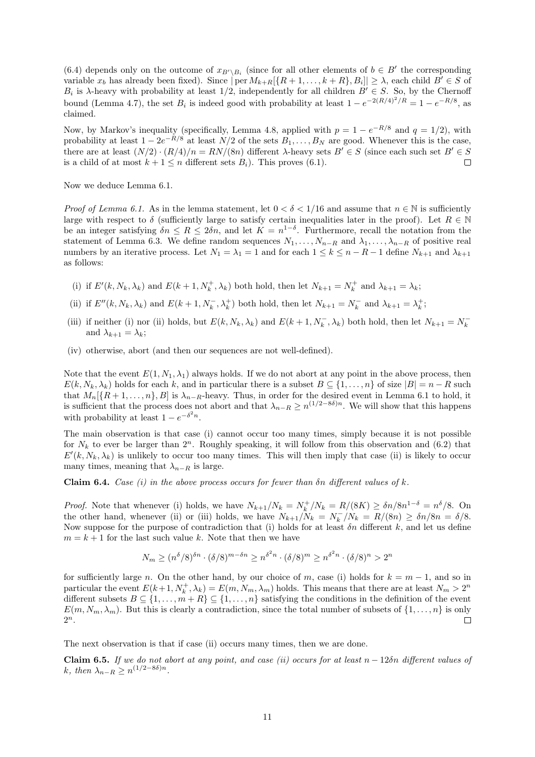(6.4) depends only on the outcome of $x_{B'\setminus B_i}$ (since for all other elements of $b \in B'$ the corresponding variable $x_b$ has already been fixed). Since $|\operatorname{per} M_{k+R}[\{R+1,\dots,k+R\}, B_i]| \geq \lambda$, each child $B' \in S$ of $B_i$ is $\lambda$-heavy with probability at least $1/2$, independently for all children $B' \in S$. So, by the Chernoff bound (Lemma 4.7), the set $B_i$ is indeed good with probability at least $1 - e^{-2(R/4)^2/R} = 1 - e^{-R/8}$, as claimed.

Now, by Markov's inequality (specifically, Lemma 4.8, applied with $p = 1 - e^{-R/8}$ and $q = 1/2$), with probability at least $1 - 2e^{-R/8}$ at least $N/2$ of the sets $B_1, \dots, B_N$ are good. Whenever this is the case, there are at least $(N/2) \cdot (R/4)/n = RN/(8n)$ different $\lambda$-heavy sets $B' \in S$ (since each such set $B' \in S$ is a child of at most $k + 1 \leq n$ different sets $B_i$). This proves (6.1). $\square$

Now we deduce Lemma 6.1.

*Proof of Lemma 6.1.* As in the lemma statement, let $0 < \delta < 1/16$ and assume that $n \in \mathbb{N}$ is sufficiently large with respect to $\delta$ (sufficiently large to satisfy certain inequalities later in the proof). Let $R \in \mathbb{N}$ be an integer satisfying $\delta n \leq R \leq 2\delta n$, and let $K = n^{1-\delta}$. Furthermore, recall the notation from the statement of Lemma 6.3. We define random sequences $N_1, \dots, N_{n-R}$ and $\lambda_1, \dots, \lambda_{n-R}$ of positive real numbers by an iterative process. Let $N_1 = \lambda_1 = 1$ and for each $1 \leq k \leq n - R - 1$ define $N_{k+1}$ and $\lambda_{k+1}$ as follows:

(i) if $E'(k, N_k, \lambda_k)$ and $E(k + 1, N_k^+, \lambda_k)$ both hold, then let $N_{k+1} = N_k^+$ and $\lambda_{k+1} = \lambda_k$;

(ii) if $E''(k, N_k, \lambda_k)$ and $E(k + 1, N_k^-, \lambda_k^+)$ both hold, then let $N_{k+1} = N_k^-$ and $\lambda_{k+1} = \lambda_k^+$;

(iii) if neither (i) nor (ii) holds, but $E(k, N_k, \lambda_k)$ and $E(k + 1, N_k^-, \lambda_k)$ both hold, then let $N_{k+1} = N_k^-$ and $\lambda_{k+1} = \lambda_k$;

(iv) otherwise, abort (and then our sequences are not well-defined).

Note that the event $E(1, N_1, \lambda_1)$ always holds. If we do not abort at any point in the above process, then $E(k, N_k, \lambda_k)$ holds for each $k$, and in particular there is a subset $B \subseteq \{1, \dots, n\}$ of size $|B| = n - R$ such that $M_n[\{R + 1, \dots, n\}, B]$ is $\lambda_{n-R}$-heavy. Thus, in order for the desired event in Lemma 6.1 to hold, it is sufficient that the process does not abort and that $\lambda_{n-R} \geq n^{(1/2-8\delta)n}$. We will show that this happens with probability at least $1 - e^{-\delta^2 n}$.

The main observation is that case (i) cannot occur too many times, simply because it is not possible for $N_k$ to ever be larger than $2^n$. Roughly speaking, it will follow from this observation and (6.2) that $E'(k, N_k, \lambda_k)$ is unlikely to occur too many times. This will then imply that case (ii) is likely to occur many times, meaning that $\lambda_{n-R}$ is large.

**Claim 6.4.** *Case (i) in the above process occurs for fewer than $\delta n$ different values of $k$.*

*Proof.* Note that whenever (i) holds, we have $N_{k+1}/N_k = N_k^+/N_k = R/(8K) \geq \delta n/8n^{1-\delta} = n^\delta/8$. On the other hand, whenever (ii) or (iii) holds, we have $N_{k+1}/N_k = N_k^-/N_k = R/(8n) \geq \delta n/8n = \delta/8$. Now suppose for the purpose of contradiction that (i) holds for at least $\delta n$ different $k$, and let us define $m = k + 1$ for the last such value $k$. Note that then we have

$$N_m \geq (n^\delta/8)^{\delta n} \cdot (\delta/8)^{m-\delta n} \geq n^{\delta^2 n} \cdot (\delta/8)^m \geq n^{\delta^2 n} \cdot (\delta/8)^n > 2^n$$

for sufficiently large $n$. On the other hand, by our choice of $m$, case (i) holds for $k = m - 1$, and so in particular the event $E(k+1, N_k^+, \lambda_k) = E(m, N_m, \lambda_m)$ holds. This means that there are at least $N_m > 2^n$ different subsets $B \subseteq \{1, \dots, m + R\} \subseteq \{1, \dots, n\}$ satisfying the conditions in the definition of the event $E(m, N_m, \lambda_m)$. But this is clearly a contradiction, since the total number of subsets of $\{1, \dots, n\}$ is only $2^n$. $\square$

The next observation is that if case (ii) occurs many times, then we are done.

**Claim 6.5.** *If we do not abort at any point, and case (ii) occurs for at least $n - 12\delta n$ different values of $k$, then $\lambda_{n-R} \geq n^{(1/2-8\delta)n}$.*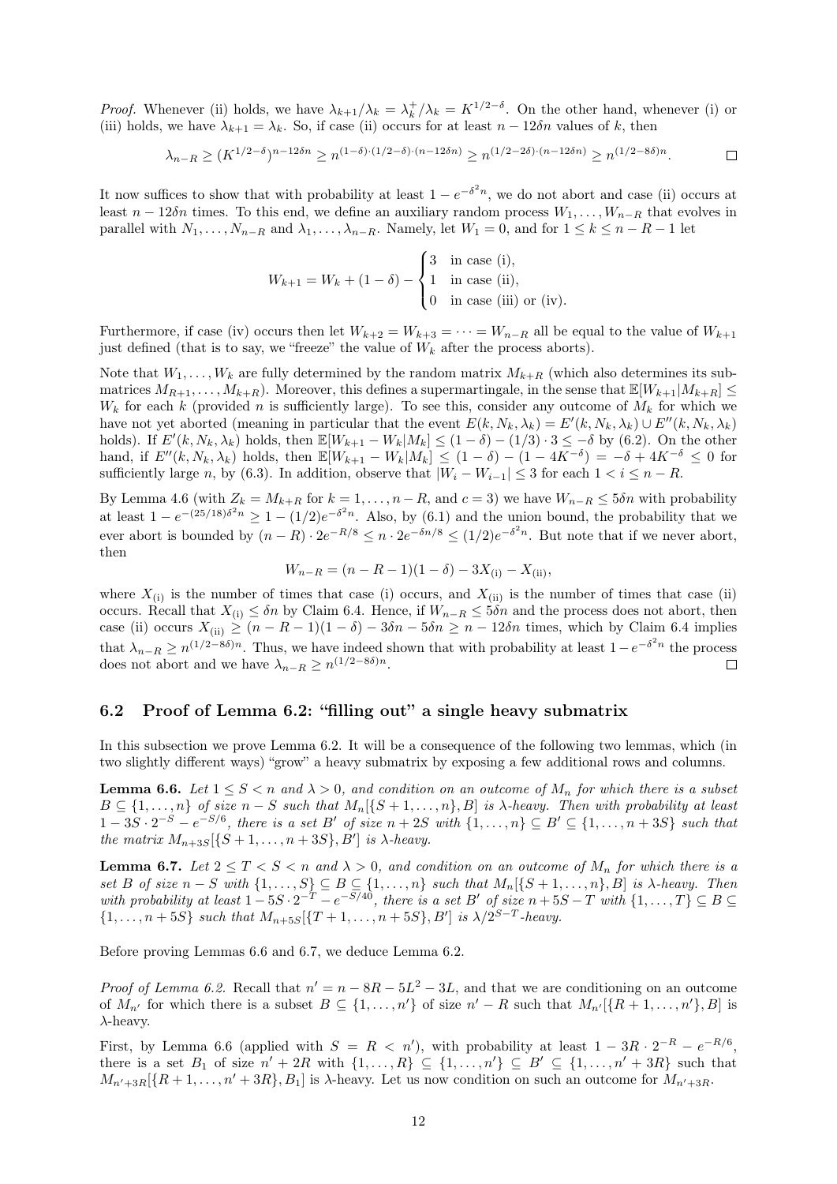*Proof.* Whenever (ii) holds, we have $\lambda_{k+1}/\lambda_k = \lambda_k^+/\lambda_k = K^{1/2-\delta}$. On the other hand, whenever (i) or (iii) holds, we have $\lambda_{k+1} = \lambda_k$. So, if case (ii) occurs for at least $n - 12\delta n$ values of $k$, then

$$\lambda_{n-R} \geq (K^{1/2-\delta})^{n-12\delta n} \geq n^{(1-\delta)\cdot(1/2-\delta)\cdot(n-12\delta n)} \geq n^{(1/2-2\delta)\cdot(n-12\delta n)} \geq n^{(1/2-8\delta)n}. \qquad \square$$

It now suffices to show that with probability at least $1 - e^{-\delta^2 n}$, we do not abort and case (ii) occurs at least $n - 12\delta n$ times. To this end, we define an auxiliary random process $W_1, \dots, W_{n-R}$ that evolves in parallel with $N_1, \dots, N_{n-R}$ and $\lambda_1, \dots, \lambda_{n-R}$. Namely, let $W_1 = 0$, and for $1 \leq k \leq n - R - 1$ let

$$W_{k+1} = W_k + (1 - \delta) - \begin{cases} 3 & \text{in case (i),} \\ 1 & \text{in case (ii),} \\ 0 & \text{in case (iii) or (iv).} \end{cases}$$

Furthermore, if case (iv) occurs then let $W_{k+2} = W_{k+3} = \cdots = W_{n-R}$ all be equal to the value of $W_{k+1}$ just defined (that is to say, we "freeze" the value of $W_k$ after the process aborts).

Note that $W_1, \dots, W_k$ are fully determined by the random matrix $M_{k+R}$ (which also determines its submatrices $M_{R+1}, \dots, M_{k+R}$). Moreover, this defines a supermartingale, in the sense that $\mathbb{E}[W_{k+1}|M_{k+R}] \leq W_k$ for each $k$ (provided $n$ is sufficiently large). To see this, consider any outcome of $M_k$ for which we have not yet aborted (meaning in particular that the event $E(k, N_k, \lambda_k) = E'(k, N_k, \lambda_k) \cup E''(k, N_k, \lambda_k)$ holds). If $E'(k, N_k, \lambda_k)$ holds, then $\mathbb{E}[W_{k+1} - W_k|M_k] \leq (1 - \delta) - (1/3) \cdot 3 \leq -\delta$ by (6.2). On the other hand, if $E''(k, N_k, \lambda_k)$ holds, then $\mathbb{E}[W_{k+1} - W_k|M_k] \leq (1 - \delta) - (1 - 4K^{-\delta}) = -\delta + 4K^{-\delta} \leq 0$ for sufficiently large $n$, by (6.3). In addition, observe that $|W_i - W_{i-1}| \leq 3$ for each $1 < i \leq n - R$.

By Lemma 4.6 (with $Z_k = M_{k+R}$ for $k = 1, \dots, n - R$, and $c = 3$) we have $W_{n-R} \leq 5\delta n$ with probability at least $1 - e^{-(25/18)\delta^2 n} \geq 1 - (1/2)e^{-\delta^2 n}$. Also, by (6.1) and the union bound, the probability that we ever abort is bounded by $(n - R) \cdot 2e^{-R/8} \leq n \cdot 2e^{-\delta n/8} \leq (1/2)e^{-\delta^2 n}$. But note that if we never abort, then

$$W_{n-R} = (n - R - 1)(1 - \delta) - 3X_{\text{(i)}} - X_{\text{(ii)}},$$

where $X_{\text{(i)}}$ is the number of times that case (i) occurs, and $X_{\text{(ii)}}$ is the number of times that case (ii) occurs. Recall that $X_{\text{(i)}} \leq \delta n$ by Claim 6.4. Hence, if $W_{n-R} \leq 5\delta n$ and the process does not abort, then case (ii) occurs $X_{\text{(ii)}} \geq (n - R - 1)(1 - \delta) - 3\delta n - 5\delta n \geq n - 12\delta n$ times, which by Claim 6.4 implies that $\lambda_{n-R} \geq n^{(1/2-8\delta)n}$. Thus, we have indeed shown that with probability at least $1 - e^{-\delta^2 n}$ the process does not abort and we have $\lambda_{n-R} \geq n^{(1/2-8\delta)n}$. $\square$

## 6.2 Proof of Lemma 6.2: "filling out" a single heavy submatrix

In this subsection we prove Lemma 6.2. It will be a consequence of the following two lemmas, which (in two slightly different ways) "grow" a heavy submatrix by exposing a few additional rows and columns.

**Lemma 6.6.** *Let $1 \leq S < n$ and $\lambda > 0$, and condition on an outcome of $M_n$ for which there is a subset $B \subseteq \{1, \dots, n\}$ of size $n - S$ such that $M_n[\{S + 1, \dots, n\}, B]$ is $\lambda$-heavy. Then with probability at least $1 - 3S \cdot 2^{-S} - e^{-S/6}$, there is a set $B'$ of size $n + 2S$ with $\{1, \dots, n\} \subseteq B' \subseteq \{1, \dots, n + 3S\}$ such that the matrix $M_{n+3S}[\{S + 1, \dots, n + 3S\}, B']$ is $\lambda$-heavy.*

**Lemma 6.7.** *Let $2 \leq T < S < n$ and $\lambda > 0$, and condition on an outcome of $M_n$ for which there is a set $B$ of size $n - S$ with $\{1, \dots, S\} \subseteq B \subseteq \{1, \dots, n\}$ such that $M_n[\{S + 1, \dots, n\}, B]$ is $\lambda$-heavy. Then with probability at least $1 - 5S \cdot 2^{-T} - e^{-S/40}$, there is a set $B'$ of size $n + 5S - T$ with $\{1, \dots, T\} \subseteq B \subseteq \{1, \dots, n + 5S\}$ such that $M_{n+5S}[\{T + 1, \dots, n + 5S\}, B']$ is $\lambda/2^{S-T}$-heavy.*

Before proving Lemmas 6.6 and 6.7, we deduce Lemma 6.2.

*Proof of Lemma 6.2.* Recall that $n' = n - 8R - 5L^2 - 3L$, and that we are conditioning on an outcome of $M_{n'}$ for which there is a subset $B \subseteq \{1, \dots, n'\}$ of size $n' - R$ such that $M_{n'}[\{R + 1, \dots, n'\}, B]$ is $\lambda$-heavy.

First, by Lemma 6.6 (applied with $S = R < n'$), with probability at least $1 - 3R \cdot 2^{-R} - e^{-R/6}$, there is a set $B_1$ of size $n' + 2R$ with $\{1, \dots, R\} \subseteq \{1, \dots, n'\} \subseteq B' \subseteq \{1, \dots, n' + 3R\}$ such that $M_{n'+3R}[\{R + 1, \dots, n' + 3R\}, B_1]$ is $\lambda$-heavy. Let us now condition on such an outcome for $M_{n'+3R}$.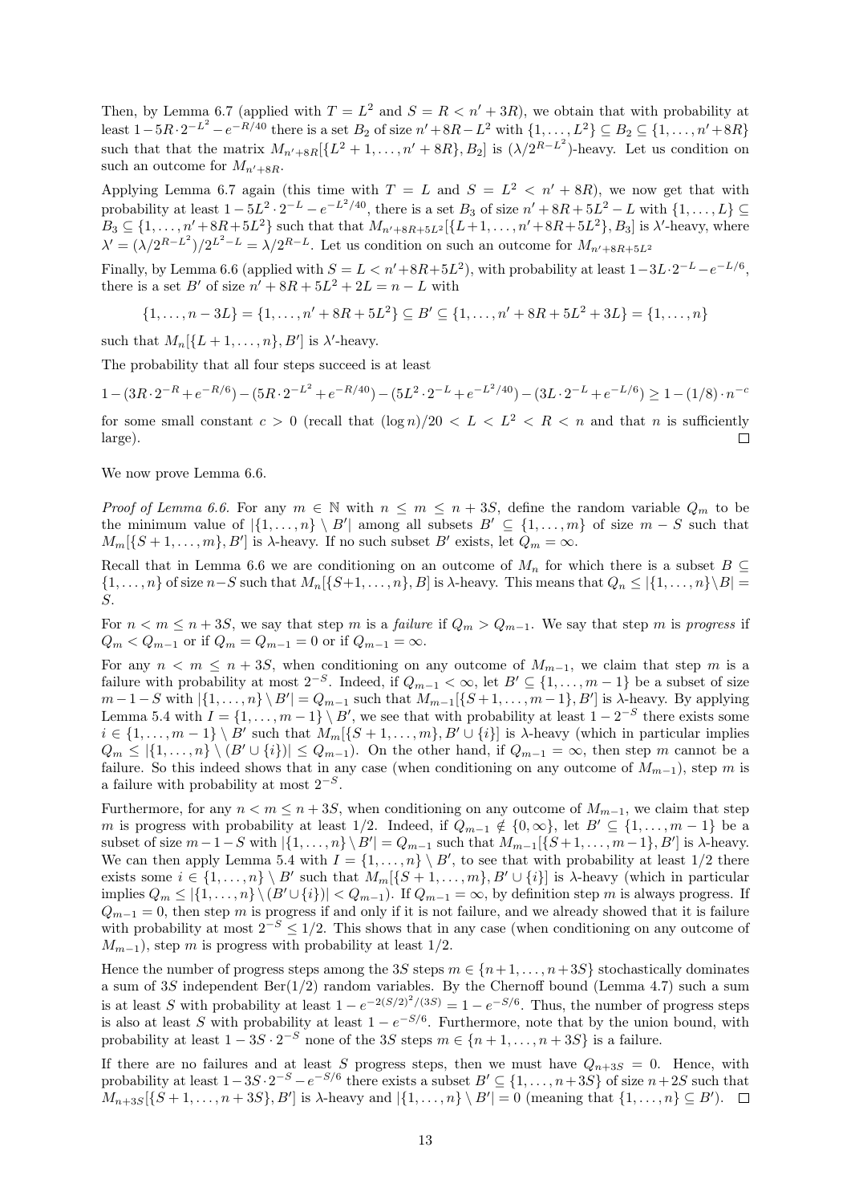Then, by Lemma 6.7 (applied with $T = L^2$ and $S = R < n' + 3R$), we obtain that with probability at least $1 - 5R \cdot 2^{-L^2} - e^{-R/40}$ there is a set $B_2$ of size $n' + 8R - L^2$ with $\{1, \dots, L^2\} \subseteq B_2 \subseteq \{1, \dots, n' + 8R\}$ such that that the matrix $M_{n'+8R}[\{L^2 + 1, \dots, n' + 8R\}, B_2]$ is $(\lambda/2^{R-L^2})$-heavy. Let us condition on such an outcome for $M_{n'+8R}$.

Applying Lemma 6.7 again (this time with $T = L$ and $S = L^2 < n' + 8R$), we now get that with probability at least $1 - 5L^2 \cdot 2^{-L} - e^{-L^2/40}$, there is a set $B_3$ of size $n' + 8R + 5L^2 - L$ with $\{1, \dots, L\} \subseteq B_3 \subseteq \{1, \dots, n' + 8R + 5L^2\}$ such that that $M_{n'+8R+5L^2}[\{L + 1, \dots, n' + 8R + 5L^2\}, B_3]$ is $\lambda'$-heavy, where $\lambda' = (\lambda/2^{R-L^2})/2^{L^2-L} = \lambda/2^{R-L}$. Let us condition on such an outcome for $M_{n'+8R+5L^2}$

Finally, by Lemma 6.6 (applied with $S = L < n' + 8R + 5L^2$), with probability at least $1 - 3L \cdot 2^{-L} - e^{-L/6}$, there is a set $B'$ of size $n' + 8R + 5L^2 + 2L = n - L$ with

$$\{1, \dots, n - 3L\} = \{1, \dots, n' + 8R + 5L^2\} \subseteq B' \subseteq \{1, \dots, n' + 8R + 5L^2 + 3L\} = \{1, \dots, n\}$$

such that $M_n[\{L + 1, \dots, n\}, B']$ is $\lambda'$-heavy.

The probability that all four steps succeed is at least

$$1 - (3R \cdot 2^{-R} + e^{-R/6}) - (5R \cdot 2^{-L^2} + e^{-R/40}) - (5L^2 \cdot 2^{-L} + e^{-L^2/40}) - (3L \cdot 2^{-L} + e^{-L/6}) \geq 1 - (1/8) \cdot n^{-c}$$

for some small constant $c > 0$ (recall that $(\log n)/20 < L < L^2 < R < n$ and that $n$ is sufficiently large). $\square$

We now prove Lemma 6.6.

*Proof of Lemma 6.6.* For any $m \in \mathbb{N}$ with $n \leq m \leq n + 3S$, define the random variable $Q_m$ to be the minimum value of $|\{1, \dots, n\} \setminus B'|$ among all subsets $B' \subseteq \{1, \dots, m\}$ of size $m - S$ such that $M_m[\{S + 1, \dots, m\}, B']$ is $\lambda$-heavy. If no such subset $B'$ exists, let $Q_m = \infty$.

Recall that in Lemma 6.6 we are conditioning on an outcome of $M_n$ for which there is a subset $B \subseteq \{1, \dots, n\}$ of size $n - S$ such that $M_n[\{S+1, \dots, n\}, B]$ is $\lambda$-heavy. This means that $Q_n \leq |\{1, \dots, n\} \setminus B| = S$.

For $n < m \leq n + 3S$, we say that step $m$ is a *failure* if $Q_m > Q_{m-1}$. We say that step $m$ is *progress* if $Q_m < Q_{m-1}$ or if $Q_m = Q_{m-1} = 0$ or if $Q_{m-1} = \infty$.

For any $n < m \leq n + 3S$, when conditioning on any outcome of $M_{m-1}$, we claim that step $m$ is a failure with probability at most $2^{-S}$. Indeed, if $Q_{m-1} < \infty$, let $B' \subseteq \{1, \dots, m - 1\}$ be a subset of size $m - 1 - S$ with $|\{1, \dots, n\} \setminus B'| = Q_{m-1}$ such that $M_{m-1}[\{S + 1, \dots, m - 1\}, B']$ is $\lambda$-heavy. By applying Lemma 5.4 with $I = \{1, \dots, m - 1\} \setminus B'$, we see that with probability at least $1 - 2^{-S}$ there exists some $i \in \{1, \dots, m - 1\} \setminus B'$ such that $M_m[\{S + 1, \dots, m\}, B' \cup \{i\}]$ is $\lambda$-heavy (which in particular implies $Q_m \leq |\{1, \dots, n\} \setminus (B' \cup \{i\})| \leq Q_{m-1}$). On the other hand, if $Q_{m-1} = \infty$, then step $m$ cannot be a failure. So this indeed shows that in any case (when conditioning on any outcome of $M_{m-1}$), step $m$ is a failure with probability at most $2^{-S}$.

Furthermore, for any $n < m \leq n + 3S$, when conditioning on any outcome of $M_{m-1}$, we claim that step $m$ is progress with probability at least $1/2$. Indeed, if $Q_{m-1} \notin \{0, \infty\}$, let $B' \subseteq \{1, \dots, m - 1\}$ be a subset of size $m - 1 - S$ with $|\{1, \dots, n\} \setminus B'| = Q_{m-1}$ such that $M_{m-1}[\{S + 1, \dots, m - 1\}, B']$ is $\lambda$-heavy. We can then apply Lemma 5.4 with $I = \{1, \dots, n\} \setminus B'$, to see that with probability at least $1/2$ there exists some $i \in \{1, \dots, n\} \setminus B'$ such that $M_m[\{S + 1, \dots, m\}, B' \cup \{i\}]$ is $\lambda$-heavy (which in particular implies $Q_m \leq |\{1, \dots, n\} \setminus (B' \cup \{i\})| < Q_{m-1}$). If $Q_{m-1} = \infty$, by definition step $m$ is always progress. If $Q_{m-1} = 0$, then step $m$ is progress if and only if it is not failure, and we already showed that it is failure with probability at most $2^{-S} \leq 1/2$. This shows that in any case (when conditioning on any outcome of $M_{m-1}$), step $m$ is progress with probability at least $1/2$.

Hence the number of progress steps among the $3S$ steps $m \in \{n + 1, \dots, n + 3S\}$ stochastically dominates a sum of $3S$ independent $\text{Ber}(1/2)$ random variables. By the Chernoff bound (Lemma 4.7) such a sum is at least $S$ with probability at least $1 - e^{-2(S/2)^2/(3S)} = 1 - e^{-S/6}$. Thus, the number of progress steps is also at least $S$ with probability at least $1 - e^{-S/6}$. Furthermore, note that by the union bound, with probability at least $1 - 3S \cdot 2^{-S}$ none of the $3S$ steps $m \in \{n + 1, \dots, n + 3S\}$ is a failure.

If there are no failures and at least $S$ progress steps, then we must have $Q_{n+3S} = 0$. Hence, with probability at least $1 - 3S \cdot 2^{-S} - e^{-S/6}$ there exists a subset $B' \subseteq \{1, \dots, n + 3S\}$ of size $n + 2S$ such that $M_{n+3S}[\{S + 1, \dots, n + 3S\}, B']$ is $\lambda$-heavy and $|\{1, \dots, n\} \setminus B'| = 0$ (meaning that $\{1, \dots, n\} \subseteq B'$). $\square$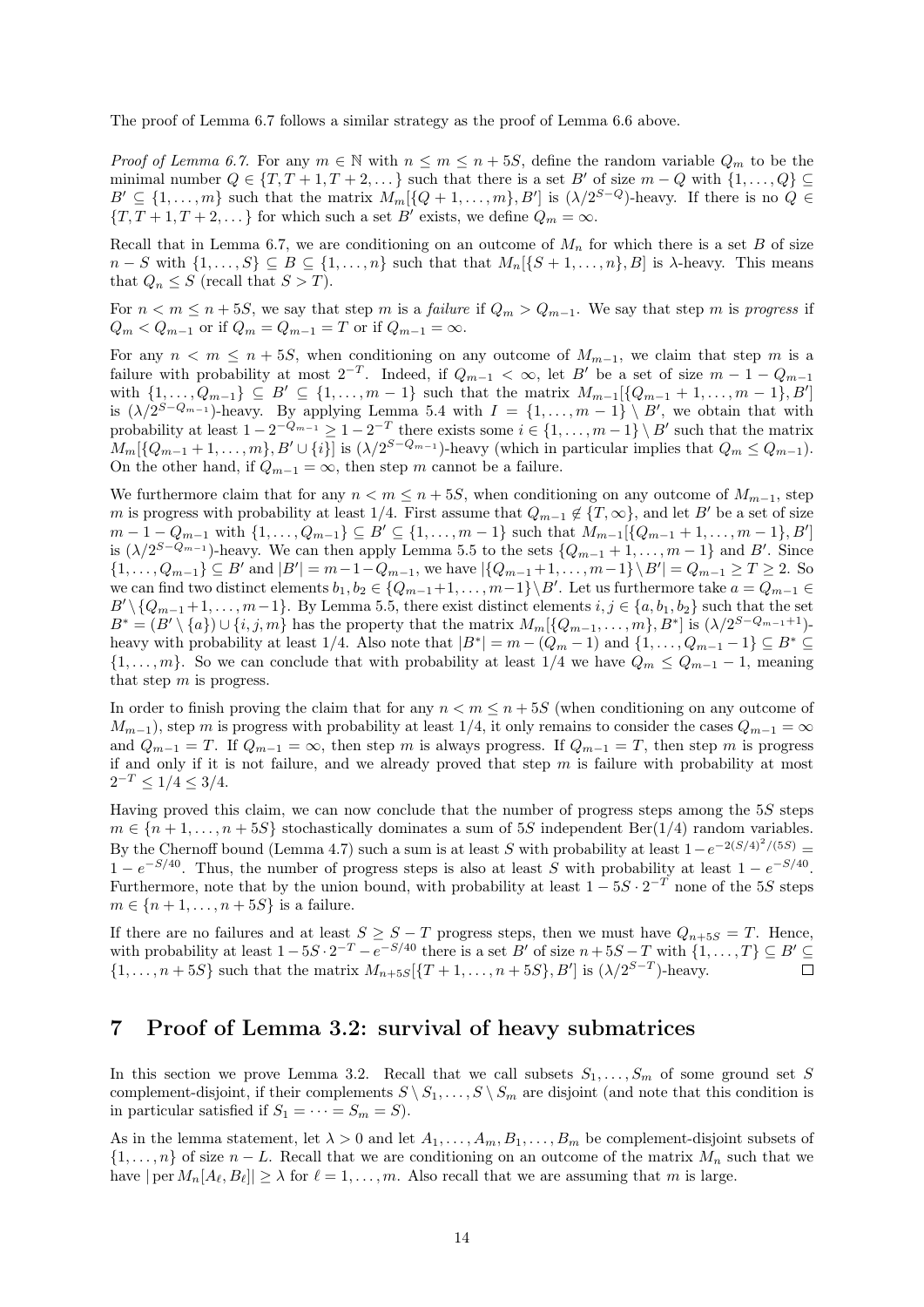The proof of Lemma 6.7 follows a similar strategy as the proof of Lemma 6.6 above.

*Proof of Lemma 6.7.* For any $m \in \mathbb{N}$ with $n \leq m \leq n+5S$, define the random variable $Q_m$ to be the minimal number $Q \in \{T, T+1, T+2, \dots\}$ such that there is a set $B'$ of size $m-Q$ with $\{1,\dots,Q\} \subseteq B' \subseteq \{1,\dots,m\}$ such that the matrix $M_m[\{Q+1,\dots,m\}, B']$ is $(\lambda/2^{S-Q})$-heavy. If there is no $Q \in \{T, T+1, T+2, \dots\}$ for which such a set $B'$ exists, we define $Q_m = \infty$.

Recall that in Lemma 6.7, we are conditioning on an outcome of $M_n$ for which there is a set $B$ of size $n-S$ with $\{1,\dots,S\} \subseteq B \subseteq \{1,\dots,n\}$ such that that $M_n[\{S+1,\dots,n\}, B]$ is $\lambda$-heavy. This means that $Q_n \leq S$ (recall that $S > T$).

For $n < m \leq n+5S$, we say that step $m$ is a *failure* if $Q_m > Q_{m-1}$. We say that step $m$ is *progress* if $Q_m < Q_{m-1}$ or if $Q_m = Q_{m-1} = T$ or if $Q_{m-1} = \infty$.

For any $n < m \leq n+5S$, when conditioning on any outcome of $M_{m-1}$, we claim that step $m$ is a failure with probability at most $2^{-T}$. Indeed, if $Q_{m-1} < \infty$, let $B'$ be a set of size $m-1-Q_{m-1}$ with $\{1,\dots,Q_{m-1}\} \subseteq B' \subseteq \{1,\dots,m-1\}$ such that the matrix $M_{m-1}[\{Q_{m-1}+1,\dots,m-1\}, B']$ is $(\lambda/2^{S-Q_{m-1}})$-heavy. By applying Lemma 5.4 with $I = \{1,\dots,m-1\} \setminus B'$, we obtain that with probability at least $1-2^{-Q_{m-1}} \geq 1-2^{-T}$ there exists some $i \in \{1,\dots,m-1\} \setminus B'$ such that the matrix $M_m[\{Q_{m-1}+1,\dots,m\}, B' \cup \{i\}]$ is $(\lambda/2^{S-Q_{m-1}})$-heavy (which in particular implies that $Q_m \leq Q_{m-1}$). On the other hand, if $Q_{m-1} = \infty$, then step $m$ cannot be a failure.

We furthermore claim that for any $n < m \leq n+5S$, when conditioning on any outcome of $M_{m-1}$, step $m$ is progress with probability at least $1/4$. First assume that $Q_{m-1} \notin \{T, \infty\}$, and let $B'$ be a set of size $m-1-Q_{m-1}$ with $\{1,\dots,Q_{m-1}\} \subseteq B' \subseteq \{1,\dots,m-1\}$ such that $M_{m-1}[\{Q_{m-1}+1,\dots,m-1\}, B']$ is $(\lambda/2^{S-Q_{m-1}})$-heavy. We can then apply Lemma 5.5 to the sets $\{Q_{m-1}+1,\dots,m-1\}$ and $B'$. Since $\{1,\dots,Q_{m-1}\} \subseteq B'$ and $|B'| = m-1-Q_{m-1}$, we have $|\{Q_{m-1}+1,\dots,m-1\} \setminus B'| = Q_{m-1} \geq T \geq 2$. So we can find two distinct elements $b_1, b_2 \in \{Q_{m-1}+1,\dots,m-1\} \setminus B'$. Let us furthermore take $a = Q_{m-1} \in B' \setminus \{Q_{m-1}+1,\dots,m-1\}$. By Lemma 5.5, there exist distinct elements $i,j \in \{a, b_1, b_2\}$ such that the set $B^* = (B' \setminus \{a\}) \cup \{i,j,m\}$ has the property that the matrix $M_m[\{Q_{m-1},\dots,m\}, B^*]$ is $(\lambda/2^{S-Q_{m-1}+1})$-heavy with probability at least $1/4$. Also note that $|B^*| = m-(Q_m-1)$ and $\{1,\dots,Q_{m-1}-1\} \subseteq B^* \subseteq \{1,\dots,m\}$. So we can conclude that with probability at least $1/4$ we have $Q_m \leq Q_{m-1}-1$, meaning that step $m$ is progress.

In order to finish proving the claim that for any $n < m \leq n+5S$ (when conditioning on any outcome of $M_{m-1}$), step $m$ is progress with probability at least $1/4$, it only remains to consider the cases $Q_{m-1} = \infty$ and $Q_{m-1} = T$. If $Q_{m-1} = \infty$, then step $m$ is always progress. If $Q_{m-1} = T$, then step $m$ is progress if and only if it is not failure, and we already proved that step $m$ is failure with probability at most $2^{-T} \leq 1/4 \leq 3/4$.

Having proved this claim, we can now conclude that the number of progress steps among the $5S$ steps $m \in \{n+1,\dots,n+5S\}$ stochastically dominates a sum of $5S$ independent $\mathrm{Ber}(1/4)$ random variables. By the Chernoff bound (Lemma 4.7) such a sum is at least $S$ with probability at least $1-e^{-2(S/4)^2/(5S)} = 1-e^{-S/40}$. Thus, the number of progress steps is also at least $S$ with probability at least $1-e^{-S/40}$. Furthermore, note that by the union bound, with probability at least $1-5S\cdot 2^{-T}$ none of the $5S$ steps $m \in \{n+1,\dots,n+5S\}$ is a failure.

If there are no failures and at least $S \geq S-T$ progress steps, then we must have $Q_{n+5S} = T$. Hence, with probability at least $1-5S\cdot 2^{-T}-e^{-S/40}$ there is a set $B'$ of size $n+5S-T$ with $\{1,\dots,T\} \subseteq B' \subseteq \{1,\dots,n+5S\}$ such that the matrix $M_{n+5S}[\{T+1,\dots,n+5S\}, B']$ is $(\lambda/2^{S-T})$-heavy. $\square$

## 7 Proof of Lemma 3.2: survival of heavy submatrices

In this section we prove Lemma 3.2. Recall that we call subsets $S_1,\dots,S_m$ of some ground set $S$ complement-disjoint, if their complements $S \setminus S_1,\dots,S \setminus S_m$ are disjoint (and note that this condition is in particular satisfied if $S_1 = \dots = S_m = S$).

As in the lemma statement, let $\lambda > 0$ and let $A_1,\dots,A_m,B_1,\dots,B_m$ be complement-disjoint subsets of $\{1,\dots,n\}$ of size $n-L$. Recall that we are conditioning on an outcome of the matrix $M_n$ such that we have $|\operatorname{per} M_n[A_\ell, B_\ell]| \geq \lambda$ for $\ell = 1,\dots,m$. Also recall that we are assuming that $m$ is large.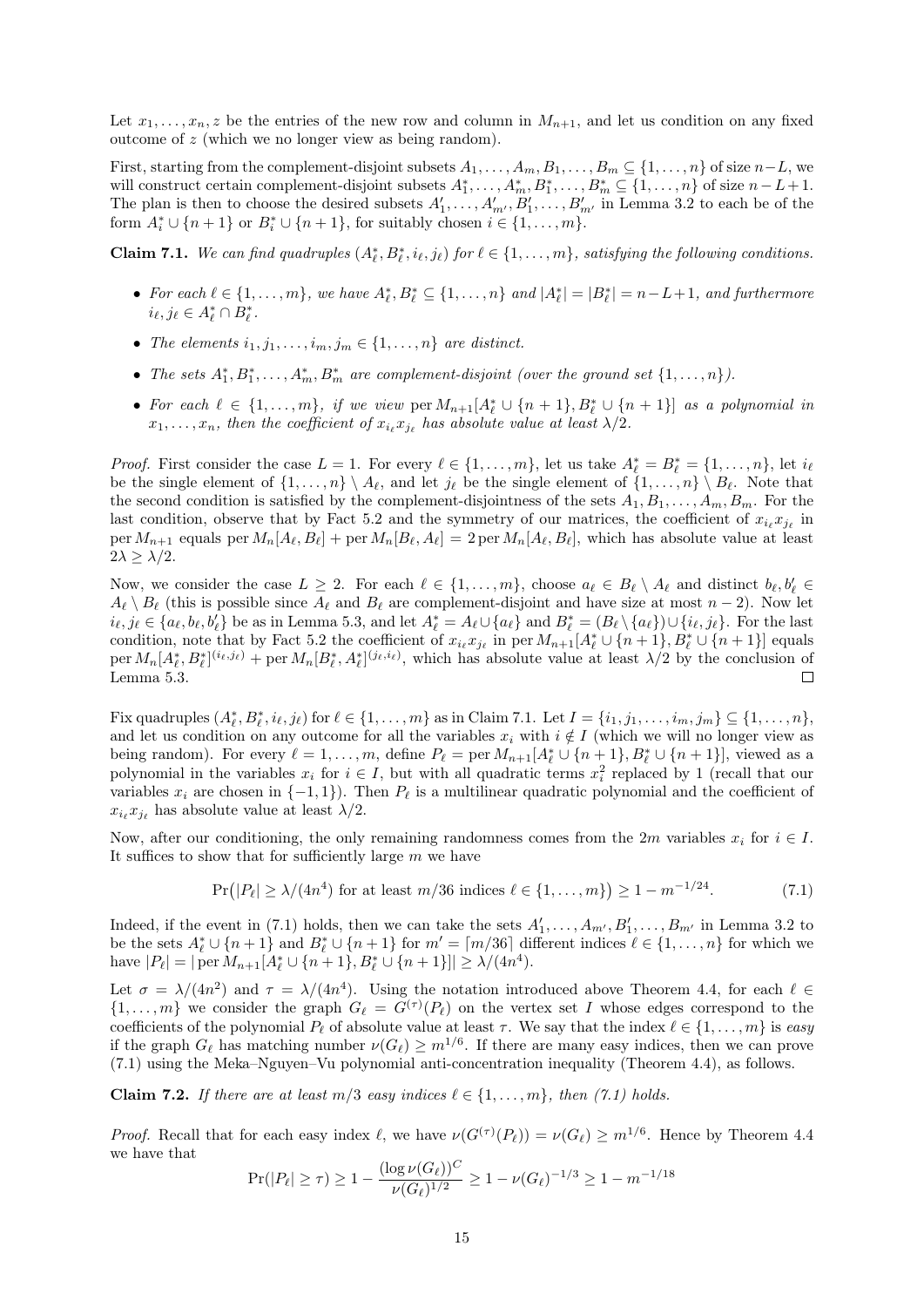Let $x_1, \dots, x_n, z$ be the entries of the new row and column in $M_{n+1}$, and let us condition on any fixed outcome of $z$ (which we no longer view as being random).

First, starting from the complement-disjoint subsets $A_1, \dots, A_m, B_1, \dots, B_m \subseteq \{1, \dots, n\}$ of size $n-L$, we will construct certain complement-disjoint subsets $A_1^*, \dots, A_m^*, B_1^*, \dots, B_m^* \subseteq \{1, \dots, n\}$ of size $n-L+1$. The plan is then to choose the desired subsets $A'_1, \dots, A'_{m'}, B'_1, \dots, B'_{m'}$ in Lemma 3.2 to each be of the form $A_i^* \cup \{n+1\}$ or $B_i^* \cup \{n+1\}$, for suitably chosen $i \in \{1, \dots, m\}$.

**Claim 7.1.** *We can find quadruples $(A_\ell^*, B_\ell^*, i_\ell, j_\ell)$ for $\ell \in \{1, \dots, m\}$, satisfying the following conditions.*

- *For each $\ell \in \{1, \dots, m\}$, we have $A_\ell^*, B_\ell^* \subseteq \{1, \dots, n\}$ and $|A_\ell^*| = |B_\ell^*| = n-L+1$, and furthermore $i_\ell, j_\ell \in A_\ell^* \cap B_\ell^*$.*
- *The elements $i_1, j_1, \dots, i_m, j_m \in \{1, \dots, n\}$ are distinct.*
- *The sets $A_1^*, B_1^*, \dots, A_m^*, B_m^*$ are complement-disjoint (over the ground set $\{1, \dots, n\}$).*
- *For each $\ell \in \{1, \dots, m\}$, if we view $\operatorname{per} M_{n+1}[A_\ell^* \cup \{n+1\}, B_\ell^* \cup \{n+1\}]$ as a polynomial in $x_1, \dots, x_n$, then the coefficient of $x_{i_\ell} x_{j_\ell}$ has absolute value at least $\lambda/2$.*

*Proof.* First consider the case $L = 1$. For every $\ell \in \{1, \dots, m\}$, let us take $A_\ell^* = B_\ell^* = \{1, \dots, n\}$, let $i_\ell$ be the single element of $\{1, \dots, n\} \setminus A_\ell$, and let $j_\ell$ be the single element of $\{1, \dots, n\} \setminus B_\ell$. Note that the second condition is satisfied by the complement-disjointness of the sets $A_1, B_1, \dots, A_m, B_m$. For the last condition, observe that by Fact 5.2 and the symmetry of our matrices, the coefficient of $x_{i_\ell} x_{j_\ell}$ in $\operatorname{per} M_{n+1}$ equals $\operatorname{per} M_n[A_\ell, B_\ell] + \operatorname{per} M_n[B_\ell, A_\ell] = 2 \operatorname{per} M_n[A_\ell, B_\ell]$, which has absolute value at least $2\lambda \geq \lambda/2$.

Now, we consider the case $L \geq 2$. For each $\ell \in \{1, \dots, m\}$, choose $a_\ell \in B_\ell \setminus A_\ell$ and distinct $b_\ell, b'_\ell \in A_\ell \setminus B_\ell$ (this is possible since $A_\ell$ and $B_\ell$ are complement-disjoint and have size at most $n-2$). Now let $i_\ell, j_\ell \in \{a_\ell, b_\ell, b'_\ell\}$ be as in Lemma 5.3, and let $A_\ell^* = A_\ell \cup \{a_\ell\}$ and $B_\ell^* = (B_\ell \setminus \{a_\ell\}) \cup \{i_\ell, j_\ell\}$. For the last condition, note that by Fact 5.2 the coefficient of $x_{i_\ell} x_{j_\ell}$ in $\operatorname{per} M_{n+1}[A_\ell^* \cup \{n+1\}, B_\ell^* \cup \{n+1\}]$ equals $\operatorname{per} M_n[A_\ell^*, B_\ell^*]^{(i_\ell, j_\ell)} + \operatorname{per} M_n[B_\ell^*, A_\ell^*]^{(j_\ell, i_\ell)}$, which has absolute value at least $\lambda/2$ by the conclusion of Lemma 5.3. $\square$

Fix quadruples $(A_\ell^*, B_\ell^*, i_\ell, j_\ell)$ for $\ell \in \{1, \dots, m\}$ as in Claim 7.1. Let $I = \{i_1, j_1, \dots, i_m, j_m\} \subseteq \{1, \dots, n\}$, and let us condition on any outcome for all the variables $x_i$ with $i \notin I$ (which we will no longer view as being random). For every $\ell = 1, \dots, m$, define $P_\ell = \operatorname{per} M_{n+1}[A_\ell^* \cup \{n+1\}, B_\ell^* \cup \{n+1\}]$, viewed as a polynomial in the variables $x_i$ for $i \in I$, but with all quadratic terms $x_i^2$ replaced by 1 (recall that our variables $x_i$ are chosen in $\{-1, 1\}$). Then $P_\ell$ is a multilinear quadratic polynomial and the coefficient of $x_{i_\ell} x_{j_\ell}$ has absolute value at least $\lambda/2$.

Now, after our conditioning, the only remaining randomness comes from the $2m$ variables $x_i$ for $i \in I$. It suffices to show that for sufficiently large $m$ we have

$$\Pr\big(|P_\ell| \geq \lambda/(4n^4) \text{ for at least } m/36 \text{ indices } \ell \in \{1, \dots, m\}\big) \geq 1 - m^{-1/24}. \tag{7.1}$$

Indeed, if the event in (7.1) holds, then we can take the sets $A'_1, \dots, A'_{m'}, B'_1, \dots, B_{m'}$ in Lemma 3.2 to be the sets $A_\ell^* \cup \{n+1\}$ and $B_\ell^* \cup \{n+1\}$ for $m' = \lceil m/36 \rceil$ different indices $\ell \in \{1, \dots, n\}$ for which we have $|P_\ell| = |\operatorname{per} M_{n+1}[A_\ell^* \cup \{n+1\}, B_\ell^* \cup \{n+1\}]| \geq \lambda/(4n^4)$.

Let $\sigma = \lambda/(4n^2)$ and $\tau = \lambda/(4n^4)$. Using the notation introduced above Theorem 4.4, for each $\ell \in \{1, \dots, m\}$ we consider the graph $G_\ell = G^{(\tau)}(P_\ell)$ on the vertex set $I$ whose edges correspond to the coefficients of the polynomial $P_\ell$ of absolute value at least $\tau$. We say that the index $\ell \in \{1, \dots, m\}$ is *easy* if the graph $G_\ell$ has matching number $\nu(G_\ell) \geq m^{1/6}$. If there are many easy indices, then we can prove (7.1) using the Meka–Nguyen–Vu polynomial anti-concentration inequality (Theorem 4.4), as follows.

**Claim 7.2.** *If there are at least $m/3$ easy indices $\ell \in \{1, \dots, m\}$, then (7.1) holds.*

*Proof.* Recall that for each easy index $\ell$, we have $\nu(G^{(\tau)}(P_\ell)) = \nu(G_\ell) \geq m^{1/6}$. Hence by Theorem 4.4 we have that

$$\Pr(|P_\ell| \geq \tau) \geq 1 - \frac{(\log \nu(G_\ell))^C}{\nu(G_\ell)^{1/2}} \geq 1 - \nu(G_\ell)^{-1/3} \geq 1 - m^{-1/18}$$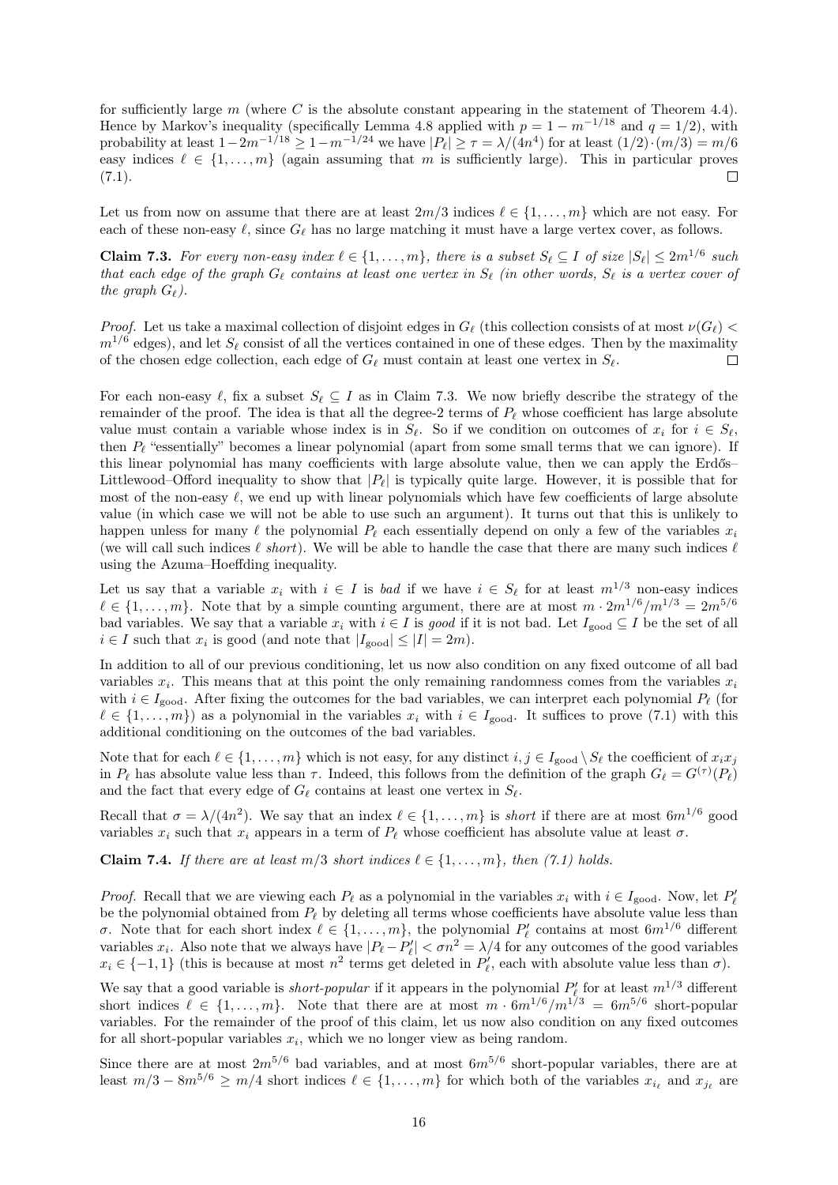for sufficiently large $m$ (where $C$ is the absolute constant appearing in the statement of Theorem 4.4). Hence by Markov's inequality (specifically Lemma 4.8 applied with $p = 1 - m^{-1/18}$ and $q = 1/2$), with probability at least $1 - 2m^{-1/18} \geq 1 - m^{-1/24}$ we have $|P_\ell| \geq \tau = \lambda/(4n^4)$ for at least $(1/2) \cdot (m/3) = m/6$ easy indices $\ell \in \{1, \ldots, m\}$ (again assuming that $m$ is sufficiently large). This in particular proves (7.1). $\square$

Let us from now on assume that there are at least $2m/3$ indices $\ell \in \{1, \ldots, m\}$ which are not easy. For each of these non-easy $\ell$, since $G_\ell$ has no large matching it must have a large vertex cover, as follows.

**Claim 7.3.** *For every non-easy index $\ell \in \{1, \ldots, m\}$, there is a subset $S_\ell \subseteq I$ of size $|S_\ell| \leq 2m^{1/6}$ such that each edge of the graph $G_\ell$ contains at least one vertex in $S_\ell$ (in other words, $S_\ell$ is a vertex cover of the graph $G_\ell$).*

*Proof.* Let us take a maximal collection of disjoint edges in $G_\ell$ (this collection consists of at most $\nu(G_\ell) < m^{1/6}$ edges), and let $S_\ell$ consist of all the vertices contained in one of these edges. Then by the maximality of the chosen edge collection, each edge of $G_\ell$ must contain at least one vertex in $S_\ell$. $\square$

For each non-easy $\ell$, fix a subset $S_\ell \subseteq I$ as in Claim 7.3. We now briefly describe the strategy of the remainder of the proof. The idea is that all the degree-2 terms of $P_\ell$ whose coefficient has large absolute value must contain a variable whose index is in $S_\ell$. So if we condition on outcomes of $x_i$ for $i \in S_\ell$, then $P_\ell$ "essentially" becomes a linear polynomial (apart from some small terms that we can ignore). If this linear polynomial has many coefficients with large absolute value, then we can apply the Erdős–Littlewood–Offord inequality to show that $|P_\ell|$ is typically quite large. However, it is possible that for most of the non-easy $\ell$, we end up with linear polynomials which have few coefficients of large absolute value (in which case we will not be able to use such an argument). It turns out that this is unlikely to happen unless for many $\ell$ the polynomial $P_\ell$ each essentially depend on only a few of the variables $x_i$ (we will call such indices $\ell$ *short*). We will be able to handle the case that there are many such indices $\ell$ using the Azuma–Hoeffding inequality.

Let us say that a variable $x_i$ with $i \in I$ is *bad* if we have $i \in S_\ell$ for at least $m^{1/3}$ non-easy indices $\ell \in \{1, \ldots, m\}$. Note that by a simple counting argument, there are at most $m \cdot 2m^{1/6}/m^{1/3} = 2m^{5/6}$ bad variables. We say that a variable $x_i$ with $i \in I$ is *good* if it is not bad. Let $I_{\text{good}} \subseteq I$ be the set of all $i \in I$ such that $x_i$ is good (and note that $|I_{\text{good}}| \leq |I| = 2m$).

In addition to all of our previous conditioning, let us now also condition on any fixed outcome of all bad variables $x_i$. This means that at this point the only remaining randomness comes from the variables $x_i$ with $i \in I_{\text{good}}$. After fixing the outcomes for the bad variables, we can interpret each polynomial $P_\ell$ (for $\ell \in \{1, \ldots, m\}$) as a polynomial in the variables $x_i$ with $i \in I_{\text{good}}$. It suffices to prove (7.1) with this additional conditioning on the outcomes of the bad variables.

Note that for each $\ell \in \{1, \ldots, m\}$ which is not easy, for any distinct $i, j \in I_{\text{good}} \setminus S_\ell$ the coefficient of $x_i x_j$ in $P_\ell$ has absolute value less than $\tau$. Indeed, this follows from the definition of the graph $G_\ell = G^{(\tau)}(P_\ell)$ and the fact that every edge of $G_\ell$ contains at least one vertex in $S_\ell$.

Recall that $\sigma = \lambda/(4n^2)$. We say that an index $\ell \in \{1, \ldots, m\}$ is *short* if there are at most $6m^{1/6}$ good variables $x_i$ such that $x_i$ appears in a term of $P_\ell$ whose coefficient has absolute value at least $\sigma$.

**Claim 7.4.** *If there are at least $m/3$ short indices $\ell \in \{1, \ldots, m\}$, then (7.1) holds.*

*Proof.* Recall that we are viewing each $P_\ell$ as a polynomial in the variables $x_i$ with $i \in I_{\text{good}}$. Now, let $P'_\ell$ be the polynomial obtained from $P_\ell$ by deleting all terms whose coefficients have absolute value less than $\sigma$. Note that for each short index $\ell \in \{1, \ldots, m\}$, the polynomial $P'_\ell$ contains at most $6m^{1/6}$ different variables $x_i$. Also note that we always have $|P_\ell - P'_\ell| < \sigma n^2 = \lambda/4$ for any outcomes of the good variables $x_i \in \{-1, 1\}$ (this is because at most $n^2$ terms get deleted in $P'_\ell$, each with absolute value less than $\sigma$).

We say that a good variable is *short-popular* if it appears in the polynomial $P'_\ell$ for at least $m^{1/3}$ different short indices $\ell \in \{1, \ldots, m\}$. Note that there are at most $m \cdot 6m^{1/6}/m^{1/3} = 6m^{5/6}$ short-popular variables. For the remainder of the proof of this claim, let us now also condition on any fixed outcomes for all short-popular variables $x_i$, which we no longer view as being random.

Since there are at most $2m^{5/6}$ bad variables, and at most $6m^{5/6}$ short-popular variables, there are at least $m/3 - 8m^{5/6} \geq m/4$ short indices $\ell \in \{1, \ldots, m\}$ for which both of the variables $x_{i_\ell}$ and $x_{j_\ell}$ are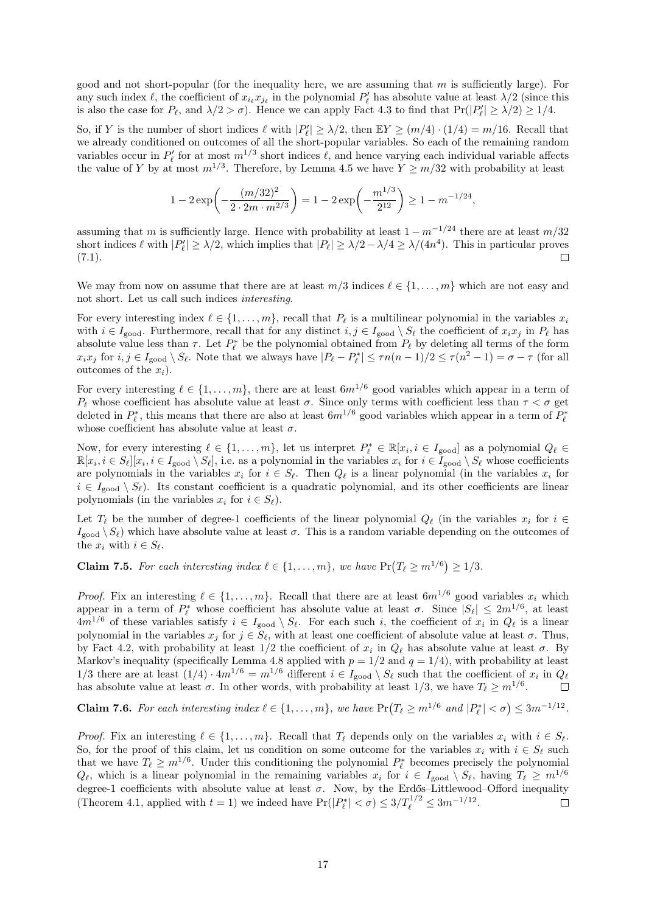good and not short-popular (for the inequality here, we are assuming that $m$ is sufficiently large). For any such index $\ell$, the coefficient of $x_{i_\ell} x_{j_\ell}$ in the polynomial $P'_\ell$ has absolute value at least $\lambda/2$ (since this is also the case for $P_\ell$, and $\lambda/2 > \sigma$). Hence we can apply Fact 4.3 to find that $\Pr(|P'_\ell| \geq \lambda/2) \geq 1/4$.

So, if $Y$ is the number of short indices $\ell$ with $|P'_\ell| \geq \lambda/2$, then $\mathbb{E}Y \geq (m/4) \cdot (1/4) = m/16$. Recall that we already conditioned on outcomes of all the short-popular variables. So each of the remaining random variables occur in $P'_\ell$ for at most $m^{1/3}$ short indices $\ell$, and hence varying each individual variable affects the value of $Y$ by at most $m^{1/3}$. Therefore, by Lemma 4.5 we have $Y \geq m/32$ with probability at least

$$1 - 2\exp\left(-\frac{(m/32)^2}{2 \cdot 2m \cdot m^{2/3}}\right) = 1 - 2\exp\left(-\frac{m^{1/3}}{2^{12}}\right) \geq 1 - m^{-1/24},$$

assuming that $m$ is sufficiently large. Hence with probability at least $1 - m^{-1/24}$ there are at least $m/32$ short indices $\ell$ with $|P'_\ell| \geq \lambda/2$, which implies that $|P_\ell| \geq \lambda/2 - \lambda/4 \geq \lambda/(4n^4)$. This in particular proves (7.1). $\square$

We may from now on assume that there are at least $m/3$ indices $\ell \in \{1, \ldots, m\}$ which are not easy and not short. Let us call such indices *interesting*.

For every interesting index $\ell \in \{1, \ldots, m\}$, recall that $P_\ell$ is a multilinear polynomial in the variables $x_i$ with $i \in I_{\text{good}}$. Furthermore, recall that for any distinct $i, j \in I_{\text{good}} \setminus S_\ell$ the coefficient of $x_i x_j$ in $P_\ell$ has absolute value less than $\tau$. Let $P^*_\ell$ be the polynomial obtained from $P_\ell$ by deleting all terms of the form $x_i x_j$ for $i, j \in I_{\text{good}} \setminus S_\ell$. Note that we always have $|P_\ell - P^*_\ell| \leq \tau n(n-1)/2 \leq \tau(n^2 - 1) = \sigma - \tau$ (for all outcomes of the $x_i$).

For every interesting $\ell \in \{1, \ldots, m\}$, there are at least $6m^{1/6}$ good variables which appear in a term of $P_\ell$ whose coefficient has absolute value at least $\sigma$. Since only terms with coefficient less than $\tau < \sigma$ get deleted in $P^*_\ell$, this means that there are also at least $6m^{1/6}$ good variables which appear in a term of $P^*_\ell$ whose coefficient has absolute value at least $\sigma$.

Now, for every interesting $\ell \in \{1, \ldots, m\}$, let us interpret $P^*_\ell \in \mathbb{R}[x_i, i \in I_{\text{good}}]$ as a polynomial $Q_\ell \in \mathbb{R}[x_i, i \in S_\ell][x_i, i \in I_{\text{good}} \setminus S_\ell]$, i.e. as a polynomial in the variables $x_i$ for $i \in I_{\text{good}} \setminus S_\ell$ whose coefficients are polynomials in the variables $x_i$ for $i \in S_\ell$. Then $Q_\ell$ is a linear polynomial (in the variables $x_i$ for $i \in I_{\text{good}} \setminus S_\ell$). Its constant coefficient is a quadratic polynomial, and its other coefficients are linear polynomials (in the variables $x_i$ for $i \in S_\ell$).

Let $T_\ell$ be the number of degree-1 coefficients of the linear polynomial $Q_\ell$ (in the variables $x_i$ for $i \in I_{\text{good}} \setminus S_\ell$) which have absolute value at least $\sigma$. This is a random variable depending on the outcomes of the $x_i$ with $i \in S_\ell$.

**Claim 7.5.** *For each interesting index $\ell \in \{1, \ldots, m\}$, we have $\Pr(T_\ell \geq m^{1/6}) \geq 1/3$.*

*Proof.* Fix an interesting $\ell \in \{1, \ldots, m\}$. Recall that there are at least $6m^{1/6}$ good variables $x_i$ which appear in a term of $P^*_\ell$ whose coefficient has absolute value at least $\sigma$. Since $|S_\ell| \leq 2m^{1/6}$, at least $4m^{1/6}$ of these variables satisfy $i \in I_{\text{good}} \setminus S_\ell$. For each such $i$, the coefficient of $x_i$ in $Q_\ell$ is a linear polynomial in the variables $x_j$ for $j \in S_\ell$, with at least one coefficient of absolute value at least $\sigma$. Thus, by Fact 4.2, with probability at least $1/2$ the coefficient of $x_i$ in $Q_\ell$ has absolute value at least $\sigma$. By Markov's inequality (specifically Lemma 4.8 applied with $p = 1/2$ and $q = 1/4$), with probability at least $1/3$ there are at least $(1/4) \cdot 4m^{1/6} = m^{1/6}$ different $i \in I_{\text{good}} \setminus S_\ell$ such that the coefficient of $x_i$ in $Q_\ell$ has absolute value at least $\sigma$. In other words, with probability at least $1/3$, we have $T_\ell \geq m^{1/6}$. $\square$

**Claim 7.6.** *For each interesting index $\ell \in \{1, \ldots, m\}$, we have $\Pr(T_\ell \geq m^{1/6}$ and $|P^*_\ell| < \sigma) \leq 3m^{-1/12}$.*

*Proof.* Fix an interesting $\ell \in \{1, \ldots, m\}$. Recall that $T_\ell$ depends only on the variables $x_i$ with $i \in S_\ell$. So, for the proof of this claim, let us condition on some outcome for the variables $x_i$ with $i \in S_\ell$ such that we have $T_\ell \geq m^{1/6}$. Under this conditioning the polynomial $P^*_\ell$ becomes precisely the polynomial $Q_\ell$, which is a linear polynomial in the remaining variables $x_i$ for $i \in I_{\text{good}} \setminus S_\ell$, having $T_\ell \geq m^{1/6}$ degree-1 coefficients with absolute value at least $\sigma$. Now, by the Erdős–Littlewood–Offord inequality (Theorem 4.1, applied with $t = 1$) we indeed have $\Pr(|P^*_\ell| < \sigma) \leq 3/T_\ell^{1/2} \leq 3m^{-1/12}$. $\square$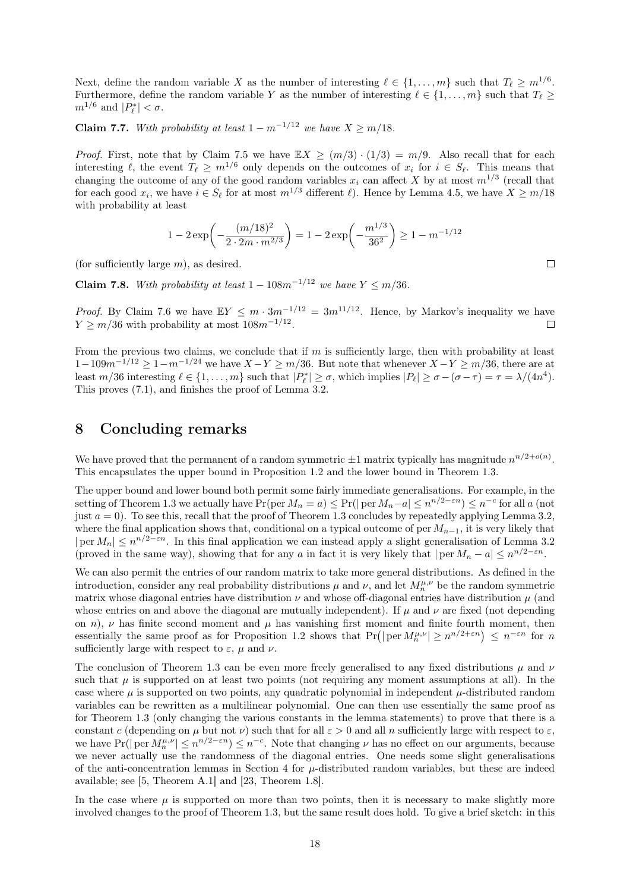Next, define the random variable $X$ as the number of interesting $\ell \in \{1, \dots, m\}$ such that $T_\ell \geq m^{1/6}$. Furthermore, define the random variable $Y$ as the number of interesting $\ell \in \{1, \dots, m\}$ such that $T_\ell \geq m^{1/6}$ and $|P_\ell^*| < \sigma$.

**Claim 7.7.** *With probability at least $1 - m^{-1/12}$ we have $X \geq m/18$.*

*Proof.* First, note that by Claim 7.5 we have $\mathbb{E}X \geq (m/3) \cdot (1/3) = m/9$. Also recall that for each interesting $\ell$, the event $T_\ell \geq m^{1/6}$ only depends on the outcomes of $x_i$ for $i \in S_\ell$. This means that changing the outcome of any of the good random variables $x_i$ can affect $X$ by at most $m^{1/3}$ (recall that for each good $x_i$, we have $i \in S_\ell$ for at most $m^{1/3}$ different $\ell$). Hence by Lemma 4.5, we have $X \geq m/18$ with probability at least

$$1 - 2\exp\left(-\frac{(m/18)^2}{2 \cdot 2m \cdot m^{2/3}}\right) = 1 - 2\exp\left(-\frac{m^{1/3}}{36^2}\right) \geq 1 - m^{-1/12}$$

(for sufficiently large $m$), as desired. □

**Claim 7.8.** *With probability at least $1 - 108m^{-1/12}$ we have $Y \leq m/36$.*

*Proof.* By Claim 7.6 we have $\mathbb{E}Y \leq m \cdot 3m^{-1/12} = 3m^{11/12}$. Hence, by Markov's inequality we have $Y \geq m/36$ with probability at most $108m^{-1/12}$. □

From the previous two claims, we conclude that if $m$ is sufficiently large, then with probability at least $1 - 109m^{-1/12} \geq 1 - m^{-1/24}$ we have $X - Y \geq m/36$. But note that whenever $X - Y \geq m/36$, there are at least $m/36$ interesting $\ell \in \{1, \dots, m\}$ such that $|P_\ell^*| \geq \sigma$, which implies $|P_\ell| \geq \sigma - (\sigma - \tau) = \tau = \lambda/(4n^4)$. This proves (7.1), and finishes the proof of Lemma 3.2.

# 8 Concluding remarks

We have proved that the permanent of a random symmetric $\pm 1$ matrix typically has magnitude $n^{n/2+o(n)}$. This encapsulates the upper bound in Proposition 1.2 and the lower bound in Theorem 1.3.

The upper bound and lower bound both permit some fairly immediate generalisations. For example, in the setting of Theorem 1.3 we actually have $\Pr(\operatorname{per} M_n = a) \leq \Pr(|\operatorname{per} M_n - a| \leq n^{n/2-\varepsilon n}) \leq n^{-c}$ for all $a$ (not just $a = 0$). To see this, recall that the proof of Theorem 1.3 concludes by repeatedly applying Lemma 3.2, where the final application shows that, conditional on a typical outcome of $\operatorname{per} M_{n-1}$, it is very likely that $|\operatorname{per} M_n| \leq n^{n/2-\varepsilon n}$. In this final application we can instead apply a slight generalisation of Lemma 3.2 (proved in the same way), showing that for any $a$ in fact it is very likely that $|\operatorname{per} M_n - a| \leq n^{n/2-\varepsilon n}$.

We can also permit the entries of our random matrix to take more general distributions. As defined in the introduction, consider any real probability distributions $\mu$ and $\nu$, and let $M_n^{\mu,\nu}$ be the random symmetric matrix whose diagonal entries have distribution $\nu$ and whose off-diagonal entries have distribution $\mu$ (and whose entries on and above the diagonal are mutually independent). If $\mu$ and $\nu$ are fixed (not depending on $n$), $\nu$ has finite second moment and $\mu$ has vanishing first moment and finite fourth moment, then essentially the same proof as for Proposition 1.2 shows that $\Pr(|\operatorname{per} M_n^{\mu,\nu}| \geq n^{n/2+\varepsilon n}) \leq n^{-\varepsilon n}$ for $n$ sufficiently large with respect to $\varepsilon$, $\mu$ and $\nu$.

The conclusion of Theorem 1.3 can be even more freely generalised to any fixed distributions $\mu$ and $\nu$ such that $\mu$ is supported on at least two points (not requiring any moment assumptions at all). In the case where $\mu$ is supported on two points, any quadratic polynomial in independent $\mu$-distributed random variables can be rewritten as a multilinear polynomial. One can then use essentially the same proof as for Theorem 1.3 (only changing the various constants in the lemma statements) to prove that there is a constant $c$ (depending on $\mu$ but not $\nu$) such that for all $\varepsilon > 0$ and all $n$ sufficiently large with respect to $\varepsilon$, we have $\Pr(|\operatorname{per} M_n^{\mu,\nu}| \leq n^{n/2-\varepsilon n}) \leq n^{-c}$. Note that changing $\nu$ has no effect on our arguments, because we never actually use the randomness of the diagonal entries. One needs some slight generalisations of the anti-concentration lemmas in Section 4 for $\mu$-distributed random variables, but these are indeed available; see [5, Theorem A.1] and [23, Theorem 1.8].

In the case where $\mu$ is supported on more than two points, then it is necessary to make slightly more involved changes to the proof of Theorem 1.3, but the same result does hold. To give a brief sketch: in this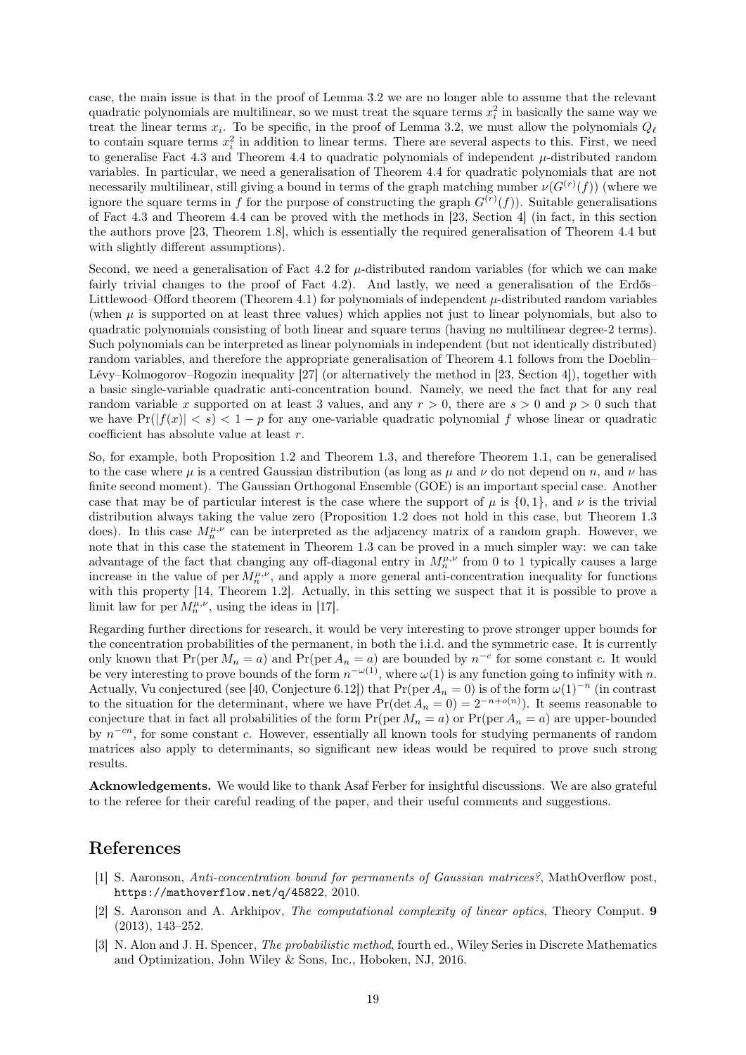case, the main issue is that in the proof of Lemma 3.2 we are no longer able to assume that the relevant quadratic polynomials are multilinear, so we must treat the square terms $x_i^2$ in basically the same way we treat the linear terms $x_i$. To be specific, in the proof of Lemma 3.2, we must allow the polynomials $Q_\ell$ to contain square terms $x_i^2$ in addition to linear terms. There are several aspects to this. First, we need to generalise Fact 4.3 and Theorem 4.4 to quadratic polynomials of independent $\mu$-distributed random variables. In particular, we need a generalisation of Theorem 4.4 for quadratic polynomials that are not necessarily multilinear, still giving a bound in terms of the graph matching number $\nu(G^{(r)}(f))$ (where we ignore the square terms in $f$ for the purpose of constructing the graph $G^{(r)}(f)$). Suitable generalisations of Fact 4.3 and Theorem 4.4 can be proved with the methods in [23, Section 4] (in fact, in this section the authors prove [23, Theorem 1.8], which is essentially the required generalisation of Theorem 4.4 but with slightly different assumptions).

Second, we need a generalisation of Fact 4.2 for $\mu$-distributed random variables (for which we can make fairly trivial changes to the proof of Fact 4.2). And lastly, we need a generalisation of the Erdős–Littlewood–Offord theorem (Theorem 4.1) for polynomials of independent $\mu$-distributed random variables (when $\mu$ is supported on at least three values) which applies not just to linear polynomials, but also to quadratic polynomials consisting of both linear and square terms (having no multilinear degree-2 terms). Such polynomials can be interpreted as linear polynomials in independent (but not identically distributed) random variables, and therefore the appropriate generalisation of Theorem 4.1 follows from the Doeblin–Lévy–Kolmogorov–Rogozin inequality [27] (or alternatively the method in [23, Section 4]), together with a basic single-variable quadratic anti-concentration bound. Namely, we need the fact that for any real random variable $x$ supported on at least 3 values, and any $r > 0$, there are $s > 0$ and $p > 0$ such that we have $\Pr(|f(x)| < s) < 1 - p$ for any one-variable quadratic polynomial $f$ whose linear or quadratic coefficient has absolute value at least $r$.

So, for example, both Proposition 1.2 and Theorem 1.3, and therefore Theorem 1.1, can be generalised to the case where $\mu$ is a centred Gaussian distribution (as long as $\mu$ and $\nu$ do not depend on $n$, and $\nu$ has finite second moment). The Gaussian Orthogonal Ensemble (GOE) is an important special case. Another case that may be of particular interest is the case where the support of $\mu$ is $\{0, 1\}$, and $\nu$ is the trivial distribution always taking the value zero (Proposition 1.2 does not hold in this case, but Theorem 1.3 does). In this case $M_n^{\mu,\nu}$ can be interpreted as the adjacency matrix of a random graph. However, we note that in this case the statement in Theorem 1.3 can be proved in a much simpler way: we can take advantage of the fact that changing any off-diagonal entry in $M_n^{\mu,\nu}$ from 0 to 1 typically causes a large increase in the value of $\operatorname{per} M_n^{\mu,\nu}$, and apply a more general anti-concentration inequality for functions with this property [14, Theorem 1.2]. Actually, in this setting we suspect that it is possible to prove a limit law for $\operatorname{per} M_n^{\mu,\nu}$, using the ideas in [17].

Regarding further directions for research, it would be very interesting to prove stronger upper bounds for the concentration probabilities of the permanent, in both the i.i.d. and the symmetric case. It is currently only known that $\Pr(\operatorname{per} M_n = a)$ and $\Pr(\operatorname{per} A_n = a)$ are bounded by $n^{-c}$ for some constant $c$. It would be very interesting to prove bounds of the form $n^{-\omega(1)}$, where $\omega(1)$ is any function going to infinity with $n$. Actually, Vu conjectured (see [40, Conjecture 6.12]) that $\Pr(\operatorname{per} A_n = 0)$ is of the form $\omega(1)^{-n}$ (in contrast to the situation for the determinant, where we have $\Pr(\det A_n = 0) = 2^{-n+o(n)}$). It seems reasonable to conjecture that in fact all probabilities of the form $\Pr(\operatorname{per} M_n = a)$ or $\Pr(\operatorname{per} A_n = a)$ are upper-bounded by $n^{-cn}$, for some constant $c$. However, essentially all known tools for studying permanents of random matrices also apply to determinants, so significant new ideas would be required to prove such strong results.

**Acknowledgements.** We would like to thank Asaf Ferber for insightful discussions. We are also grateful to the referee for their careful reading of the paper, and their useful comments and suggestions.

# References

[1] S. Aaronson, *Anti-concentration bound for permanents of Gaussian matrices?*, MathOverflow post, `https://mathoverflow.net/q/45822`, 2010.

[2] S. Aaronson and A. Arkhipov, *The computational complexity of linear optics*, Theory Comput. **9** (2013), 143–252.

[3] N. Alon and J. H. Spencer, *The probabilistic method*, fourth ed., Wiley Series in Discrete Mathematics and Optimization, John Wiley & Sons, Inc., Hoboken, NJ, 2016.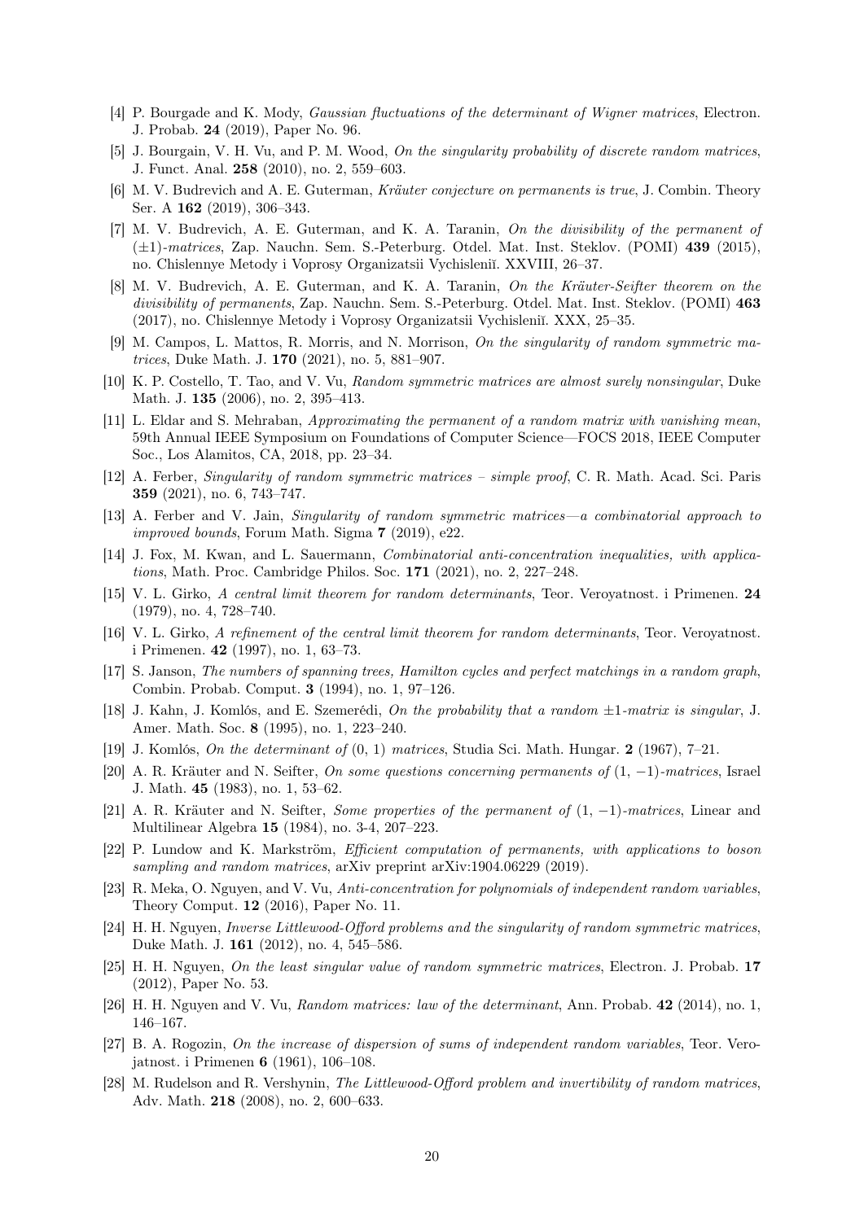[4] P. Bourgade and K. Mody, *Gaussian fluctuations of the determinant of Wigner matrices*, Electron. J. Probab. **24** (2019), Paper No. 96.

[5] J. Bourgain, V. H. Vu, and P. M. Wood, *On the singularity probability of discrete random matrices*, J. Funct. Anal. **258** (2010), no. 2, 559–603.

[6] M. V. Budrevich and A. E. Guterman, *Kräuter conjecture on permanents is true*, J. Combin. Theory Ser. A **162** (2019), 306–343.

[7] M. V. Budrevich, A. E. Guterman, and K. A. Taranin, *On the divisibility of the permanent of* $(\pm 1)$*-matrices*, Zap. Nauchn. Sem. S.-Peterburg. Otdel. Mat. Inst. Steklov. (POMI) **439** (2015), no. Chislennye Metody i Voprosy Organizatsii Vychisleniĭ. XXVIII, 26–37.

[8] M. V. Budrevich, A. E. Guterman, and K. A. Taranin, *On the Kräuter-Seifter theorem on the divisibility of permanents*, Zap. Nauchn. Sem. S.-Peterburg. Otdel. Mat. Inst. Steklov. (POMI) **463** (2017), no. Chislennye Metody i Voprosy Organizatsii Vychisleniĭ. XXX, 25–35.

[9] M. Campos, L. Mattos, R. Morris, and N. Morrison, *On the singularity of random symmetric matrices*, Duke Math. J. **170** (2021), no. 5, 881–907.

[10] K. P. Costello, T. Tao, and V. Vu, *Random symmetric matrices are almost surely nonsingular*, Duke Math. J. **135** (2006), no. 2, 395–413.

[11] L. Eldar and S. Mehraban, *Approximating the permanent of a random matrix with vanishing mean*, 59th Annual IEEE Symposium on Foundations of Computer Science—FOCS 2018, IEEE Computer Soc., Los Alamitos, CA, 2018, pp. 23–34.

[12] A. Ferber, *Singularity of random symmetric matrices – simple proof*, C. R. Math. Acad. Sci. Paris **359** (2021), no. 6, 743–747.

[13] A. Ferber and V. Jain, *Singularity of random symmetric matrices—a combinatorial approach to improved bounds*, Forum Math. Sigma **7** (2019), e22.

[14] J. Fox, M. Kwan, and L. Sauermann, *Combinatorial anti-concentration inequalities, with applications*, Math. Proc. Cambridge Philos. Soc. **171** (2021), no. 2, 227–248.

[15] V. L. Girko, *A central limit theorem for random determinants*, Teor. Veroyatnost. i Primenen. **24** (1979), no. 4, 728–740.

[16] V. L. Girko, *A refinement of the central limit theorem for random determinants*, Teor. Veroyatnost. i Primenen. **42** (1997), no. 1, 63–73.

[17] S. Janson, *The numbers of spanning trees, Hamilton cycles and perfect matchings in a random graph*, Combin. Probab. Comput. **3** (1994), no. 1, 97–126.

[18] J. Kahn, J. Komlós, and E. Szemerédi, *On the probability that a random* $\pm 1$*-matrix is singular*, J. Amer. Math. Soc. **8** (1995), no. 1, 223–240.

[19] J. Komlós, *On the determinant of* $(0, 1)$ *matrices*, Studia Sci. Math. Hungar. **2** (1967), 7–21.

[20] A. R. Kräuter and N. Seifter, *On some questions concerning permanents of* $(1, -1)$*-matrices*, Israel J. Math. **45** (1983), no. 1, 53–62.

[21] A. R. Kräuter and N. Seifter, *Some properties of the permanent of* $(1, -1)$*-matrices*, Linear and Multilinear Algebra **15** (1984), no. 3-4, 207–223.

[22] P. Lundow and K. Markström, *Efficient computation of permanents, with applications to boson sampling and random matrices*, arXiv preprint arXiv:1904.06229 (2019).

[23] R. Meka, O. Nguyen, and V. Vu, *Anti-concentration for polynomials of independent random variables*, Theory Comput. **12** (2016), Paper No. 11.

[24] H. H. Nguyen, *Inverse Littlewood-Offord problems and the singularity of random symmetric matrices*, Duke Math. J. **161** (2012), no. 4, 545–586.

[25] H. H. Nguyen, *On the least singular value of random symmetric matrices*, Electron. J. Probab. **17** (2012), Paper No. 53.

[26] H. H. Nguyen and V. Vu, *Random matrices: law of the determinant*, Ann. Probab. **42** (2014), no. 1, 146–167.

[27] B. A. Rogozin, *On the increase of dispersion of sums of independent random variables*, Teor. Verojatnost. i Primenen **6** (1961), 106–108.

[28] M. Rudelson and R. Vershynin, *The Littlewood-Offord problem and invertibility of random matrices*, Adv. Math. **218** (2008), no. 2, 600–633.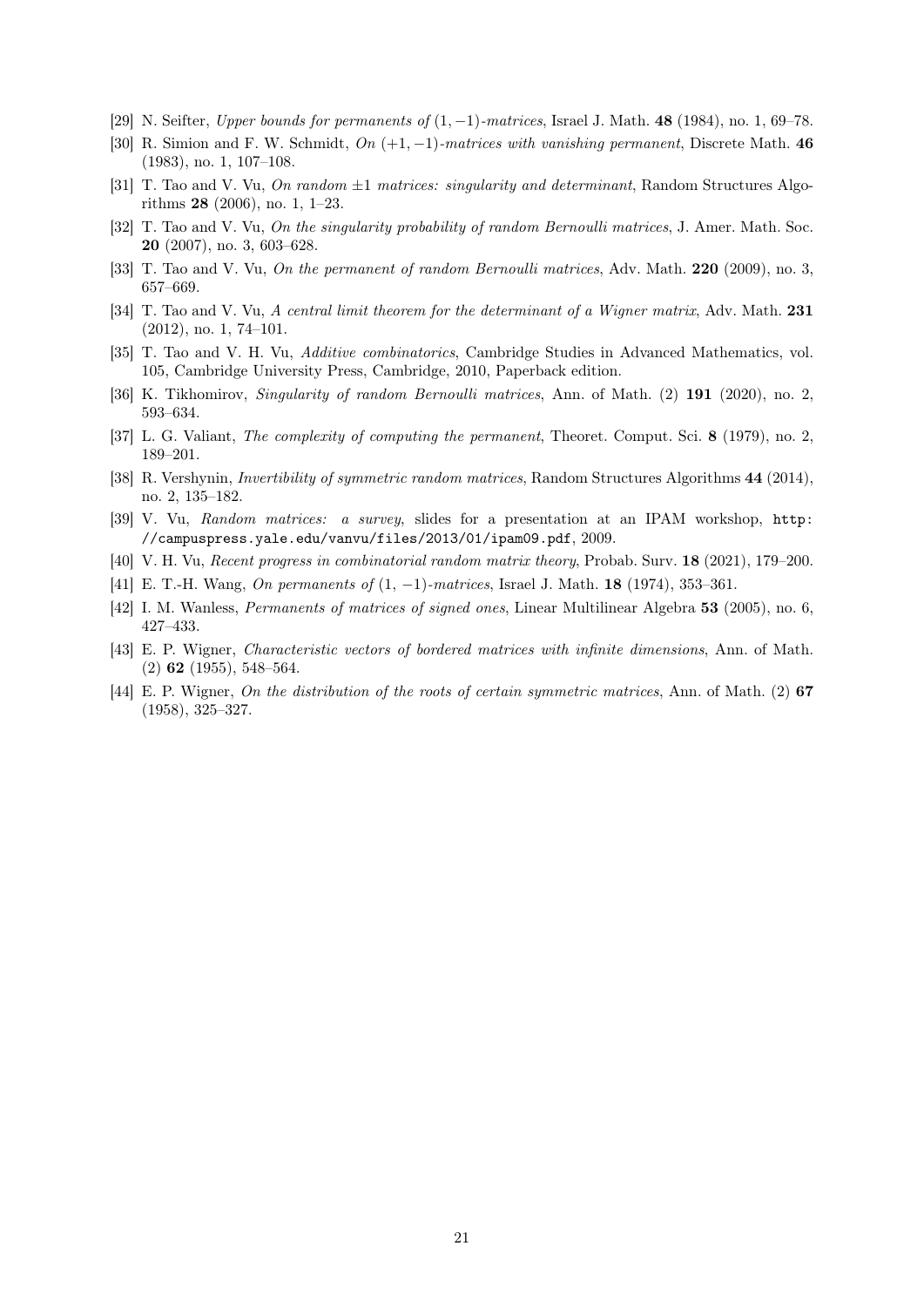[29] N. Seifter, *Upper bounds for permanents of $(1,-1)$-matrices*, Israel J. Math. **48** (1984), no. 1, 69–78.

[30] R. Simion and F. W. Schmidt, *On $(+1,-1)$-matrices with vanishing permanent*, Discrete Math. **46** (1983), no. 1, 107–108.

[31] T. Tao and V. Vu, *On random $\pm 1$ matrices: singularity and determinant*, Random Structures Algorithms **28** (2006), no. 1, 1–23.

[32] T. Tao and V. Vu, *On the singularity probability of random Bernoulli matrices*, J. Amer. Math. Soc. **20** (2007), no. 3, 603–628.

[33] T. Tao and V. Vu, *On the permanent of random Bernoulli matrices*, Adv. Math. **220** (2009), no. 3, 657–669.

[34] T. Tao and V. Vu, *A central limit theorem for the determinant of a Wigner matrix*, Adv. Math. **231** (2012), no. 1, 74–101.

[35] T. Tao and V. H. Vu, *Additive combinatorics*, Cambridge Studies in Advanced Mathematics, vol. 105, Cambridge University Press, Cambridge, 2010, Paperback edition.

[36] K. Tikhomirov, *Singularity of random Bernoulli matrices*, Ann. of Math. (2) **191** (2020), no. 2, 593–634.

[37] L. G. Valiant, *The complexity of computing the permanent*, Theoret. Comput. Sci. **8** (1979), no. 2, 189–201.

[38] R. Vershynin, *Invertibility of symmetric random matrices*, Random Structures Algorithms **44** (2014), no. 2, 135–182.

[39] V. Vu, *Random matrices: a survey*, slides for a presentation at an IPAM workshop, `http://campuspress.yale.edu/vanvu/files/2013/01/ipam09.pdf`, 2009.

[40] V. H. Vu, *Recent progress in combinatorial random matrix theory*, Probab. Surv. **18** (2021), 179–200.

[41] E. T.-H. Wang, *On permanents of $(1, -1)$-matrices*, Israel J. Math. **18** (1974), 353–361.

[42] I. M. Wanless, *Permanents of matrices of signed ones*, Linear Multilinear Algebra **53** (2005), no. 6, 427–433.

[43] E. P. Wigner, *Characteristic vectors of bordered matrices with infinite dimensions*, Ann. of Math. (2) **62** (1955), 548–564.

[44] E. P. Wigner, *On the distribution of the roots of certain symmetric matrices*, Ann. of Math. (2) **67** (1958), 325–327.